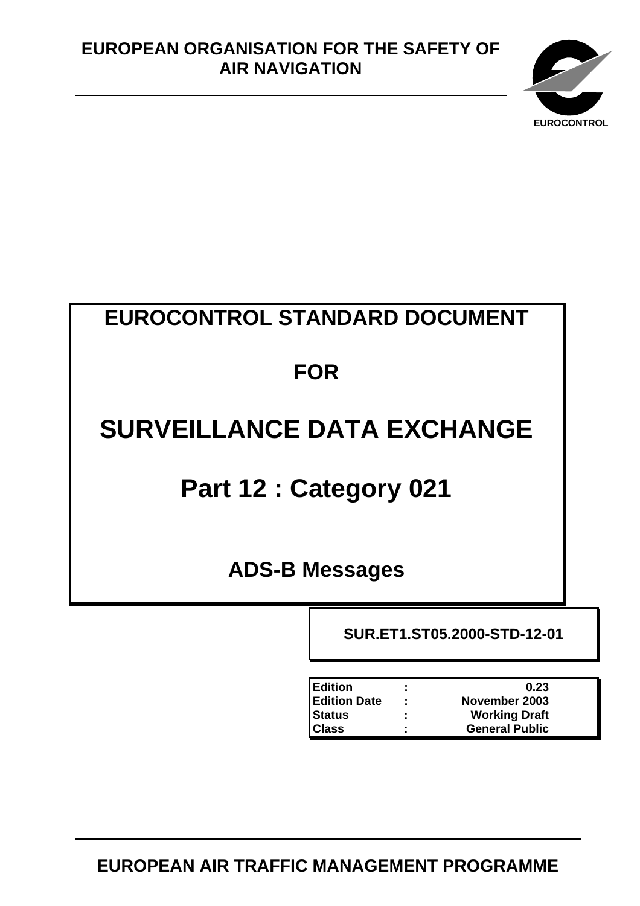**EUROPEAN ORGANISATION FOR THE SAFETY OF AIR NAVIGATION**

EUROCONTROL

# EUROCONTROL STANDARD DOCUMENT

# FOR

# SURVEILLANCE DATA EXCHANGE

# Part 12 : Category 021

## ADS-B Messages

**SUR.ET1.ST05.2000-STD-12-01**

| | | |
|---|---|---|
| **Edition** | **:** | **0.23** |
| **Edition Date** | **:** | **November 2003** |
| **Status** | **:** | **Working Draft** |
| **Class** | **:** | **General Public** |

**EUROPEAN AIR TRAFFIC MANAGEMENT PROGRAMME**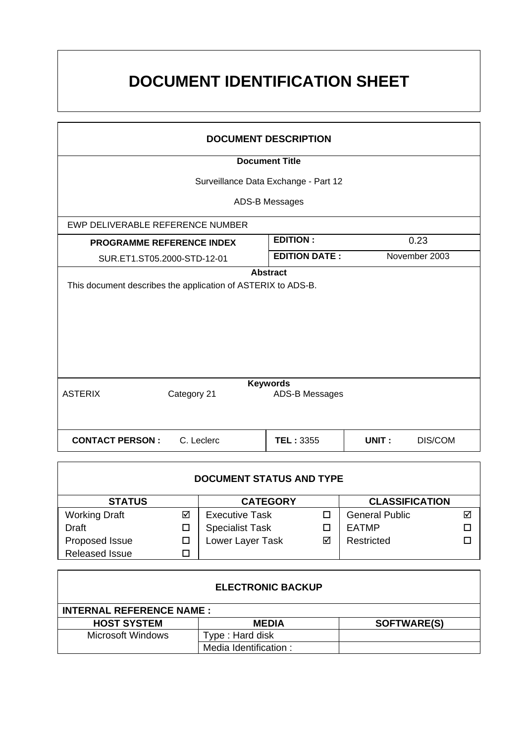# DOCUMENT IDENTIFICATION SHEET

## DOCUMENT DESCRIPTION

**Document Title**

Surveillance Data Exchange - Part 12

ADS-B Messages

| EWP DELIVERABLE REFERENCE NUMBER | | |
|---|---|---|
| **PROGRAMME REFERENCE INDEX** | **EDITION :** | 0.23 |
| SUR.ET1.ST05.2000-STD-12-01 | **EDITION DATE :** | November 2003 |

**Abstract**

This document describes the application of ASTERIX to ADS-B.

**Keywords**

ASTERIX    Category 21    ADS-B Messages

| **CONTACT PERSON :** C. Leclerc | **TEL :** 3355 | **UNIT :** DIS/COM |
|---|---|---|

## DOCUMENT STATUS AND TYPE

| STATUS | | CATEGORY | | CLASSIFICATION | |
|---|---|---|---|---|---|
| Working Draft | ☑ | Executive Task | ☐ | General Public | ☑ |
| Draft | ☐ | Specialist Task | ☐ | EATMP | ☐ |
| Proposed Issue | ☐ | Lower Layer Task | ☑ | Restricted | ☐ |
| Released Issue | ☐ | | | | |

## ELECTRONIC BACKUP

**INTERNAL REFERENCE NAME :**

| HOST SYSTEM | MEDIA | SOFTWARE(S) |
|---|---|---|
| Microsoft Windows | Type : Hard disk | |
| | Media Identification : | |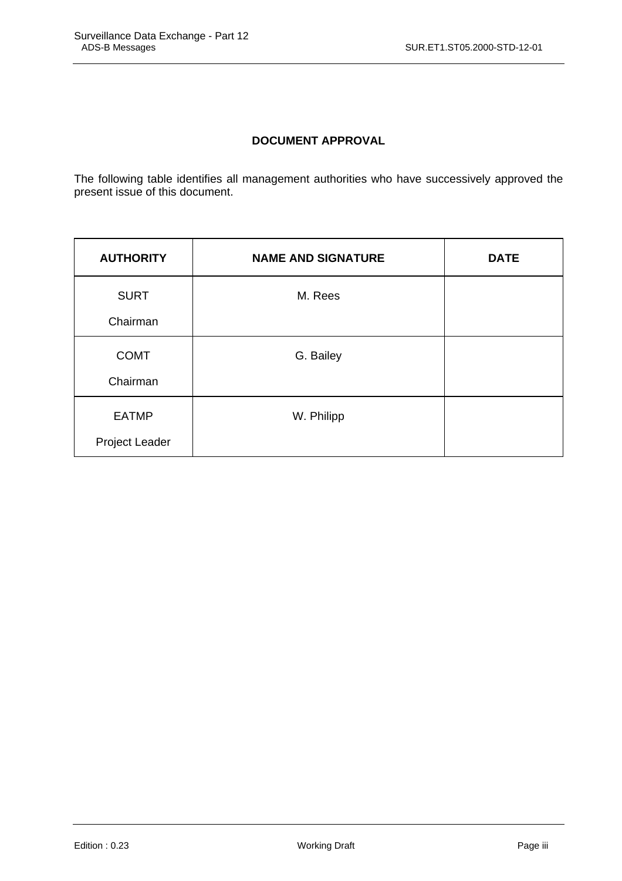# DOCUMENT APPROVAL

The following table identifies all management authorities who have successively approved the present issue of this document.

| AUTHORITY | NAME AND SIGNATURE | DATE |
|---|---|---|
| SURT<br>Chairman | M. Rees | |
| COMT<br>Chairman | G. Bailey | |
| EATMP<br>Project Leader | W. Philipp | |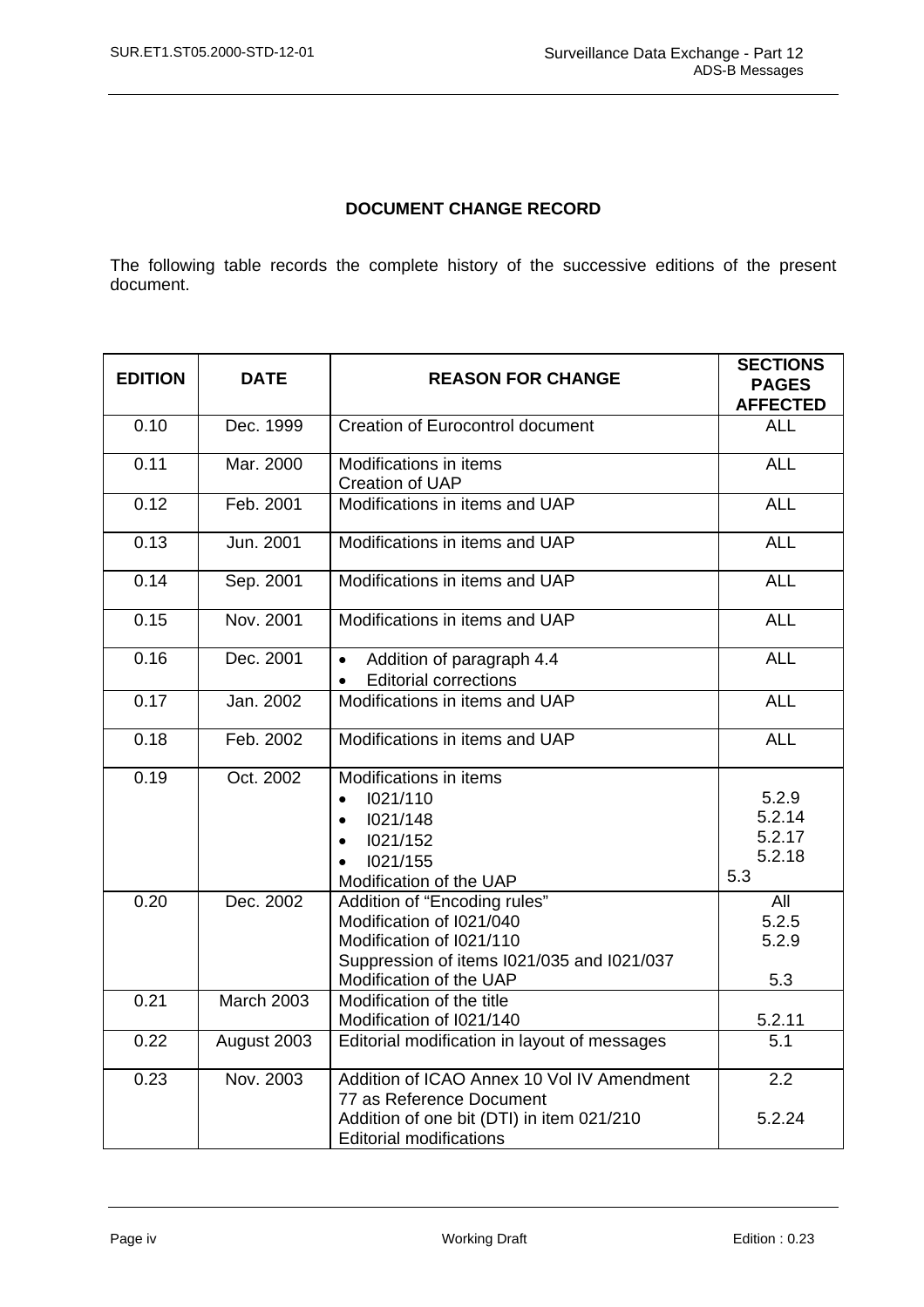**DOCUMENT CHANGE RECORD**

The following table records the complete history of the successive editions of the present document.

| EDITION | DATE | REASON FOR CHANGE | SECTIONS PAGES AFFECTED |
|---|---|---|---|
| 0.10 | Dec. 1999 | Creation of Eurocontrol document | ALL |
| 0.11 | Mar. 2000 | Modifications in items<br>Creation of UAP | ALL |
| 0.12 | Feb. 2001 | Modifications in items and UAP | ALL |
| 0.13 | Jun. 2001 | Modifications in items and UAP | ALL |
| 0.14 | Sep. 2001 | Modifications in items and UAP | ALL |
| 0.15 | Nov. 2001 | Modifications in items and UAP | ALL |
| 0.16 | Dec. 2001 | • Addition of paragraph 4.4<br>• Editorial corrections | ALL |
| 0.17 | Jan. 2002 | Modifications in items and UAP | ALL |
| 0.18 | Feb. 2002 | Modifications in items and UAP | ALL |
| 0.19 | Oct. 2002 | Modifications in items<br>• I021/110<br>• I021/148<br>• I021/152<br>• I021/155<br>Modification of the UAP | <br>5.2.9<br>5.2.14<br>5.2.17<br>5.2.18<br>5.3 |
| 0.20 | Dec. 2002 | Addition of "Encoding rules"<br>Modification of I021/040<br>Modification of I021/110<br>Suppression of items I021/035 and I021/037<br>Modification of the UAP | All<br>5.2.5<br>5.2.9<br><br>5.3 |
| 0.21 | March 2003 | Modification of the title<br>Modification of I021/140 | <br>5.2.11 |
| 0.22 | August 2003 | Editorial modification in layout of messages | 5.1 |
| 0.23 | Nov. 2003 | Addition of ICAO Annex 10 Vol IV Amendment 77 as Reference Document<br>Addition of one bit (DTI) in item 021/210<br>Editorial modifications | 2.2<br><br>5.2.24 |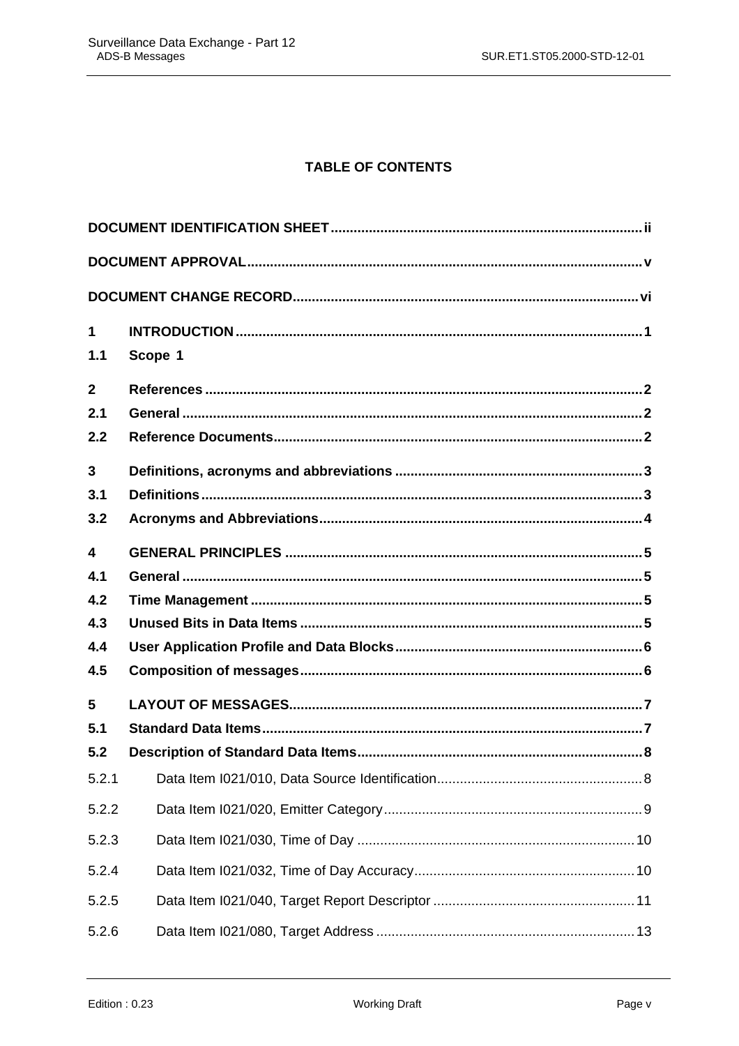**TABLE OF CONTENTS**

**DOCUMENT IDENTIFICATION SHEET** .......... ii

**DOCUMENT APPROVAL** .......... v

**DOCUMENT CHANGE RECORD** .......... vi

**1 INTRODUCTION** .......... 1

**1.1 Scope 1**

**2 References** .......... 2

**2.1 General** .......... 2

**2.2 Reference Documents** .......... 2

**3 Definitions, acronyms and abbreviations** .......... 3

**3.1 Definitions** .......... 3

**3.2 Acronyms and Abbreviations** .......... 4

**4 GENERAL PRINCIPLES** .......... 5

**4.1 General** .......... 5

**4.2 Time Management** .......... 5

**4.3 Unused Bits in Data Items** .......... 5

**4.4 User Application Profile and Data Blocks** .......... 6

**4.5 Composition of messages** .......... 6

**5 LAYOUT OF MESSAGES** .......... 7

**5.1 Standard Data Items** .......... 7

**5.2 Description of Standard Data Items** .......... 8

5.2.1 Data Item I021/010, Data Source Identification .......... 8

5.2.2 Data Item I021/020, Emitter Category .......... 9

5.2.3 Data Item I021/030, Time of Day .......... 10

5.2.4 Data Item I021/032, Time of Day Accuracy .......... 10

5.2.5 Data Item I021/040, Target Report Descriptor .......... 11

5.2.6 Data Item I021/080, Target Address .......... 13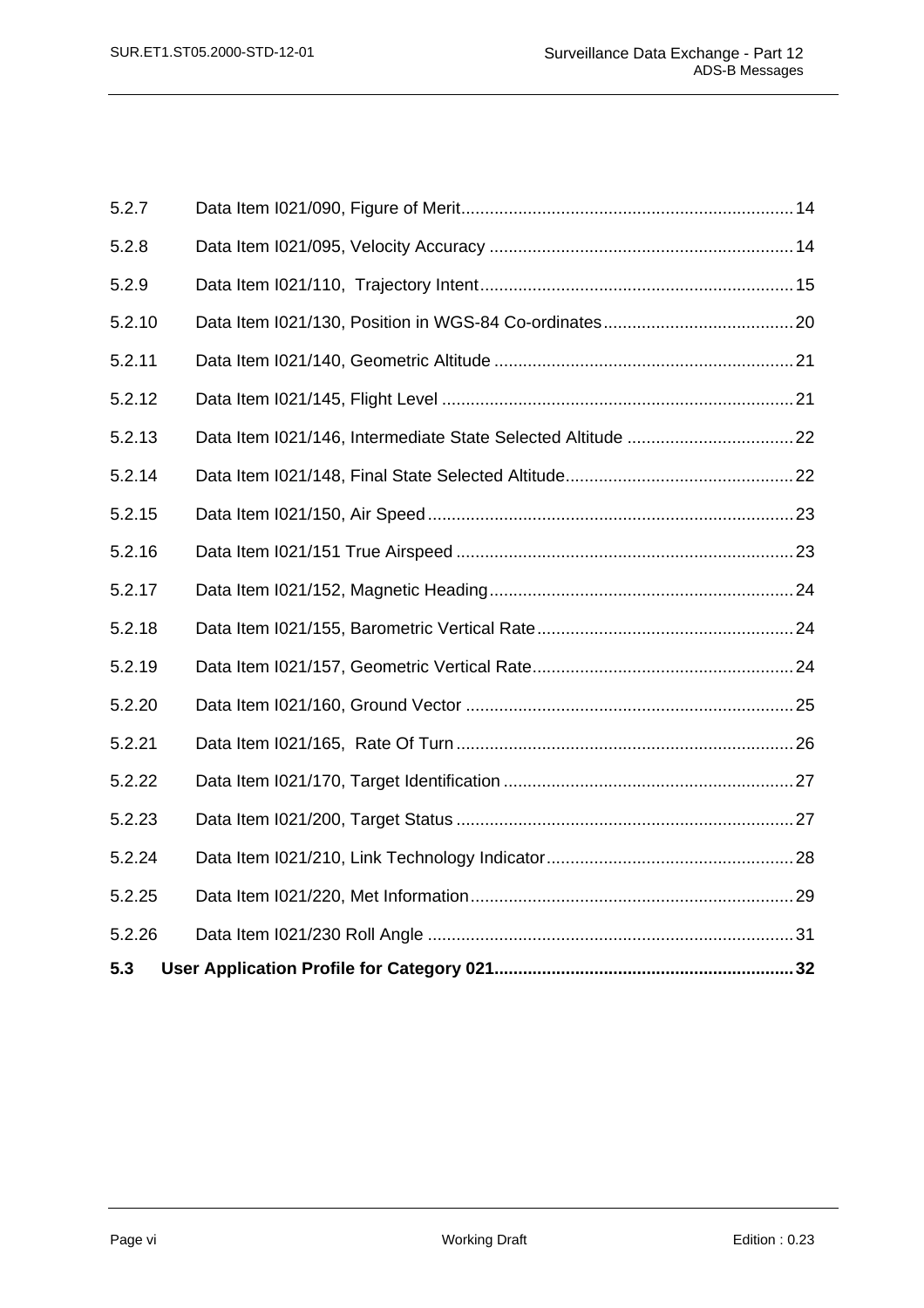5.2.7 Data Item I021/090, Figure of Merit ..... 14

5.2.8 Data Item I021/095, Velocity Accuracy ..... 14

5.2.9 Data Item I021/110, Trajectory Intent ..... 15

5.2.10 Data Item I021/130, Position in WGS-84 Co-ordinates ..... 20

5.2.11 Data Item I021/140, Geometric Altitude ..... 21

5.2.12 Data Item I021/145, Flight Level ..... 21

5.2.13 Data Item I021/146, Intermediate State Selected Altitude ..... 22

5.2.14 Data Item I021/148, Final State Selected Altitude ..... 22

5.2.15 Data Item I021/150, Air Speed ..... 23

5.2.16 Data Item I021/151 True Airspeed ..... 23

5.2.17 Data Item I021/152, Magnetic Heading ..... 24

5.2.18 Data Item I021/155, Barometric Vertical Rate ..... 24

5.2.19 Data Item I021/157, Geometric Vertical Rate ..... 24

5.2.20 Data Item I021/160, Ground Vector ..... 25

5.2.21 Data Item I021/165, Rate Of Turn ..... 26

5.2.22 Data Item I021/170, Target Identification ..... 27

5.2.23 Data Item I021/200, Target Status ..... 27

5.2.24 Data Item I021/210, Link Technology Indicator ..... 28

5.2.25 Data Item I021/220, Met Information ..... 29

5.2.26 Data Item I021/230 Roll Angle ..... 31

**5.3 User Application Profile for Category 021 ..... 32**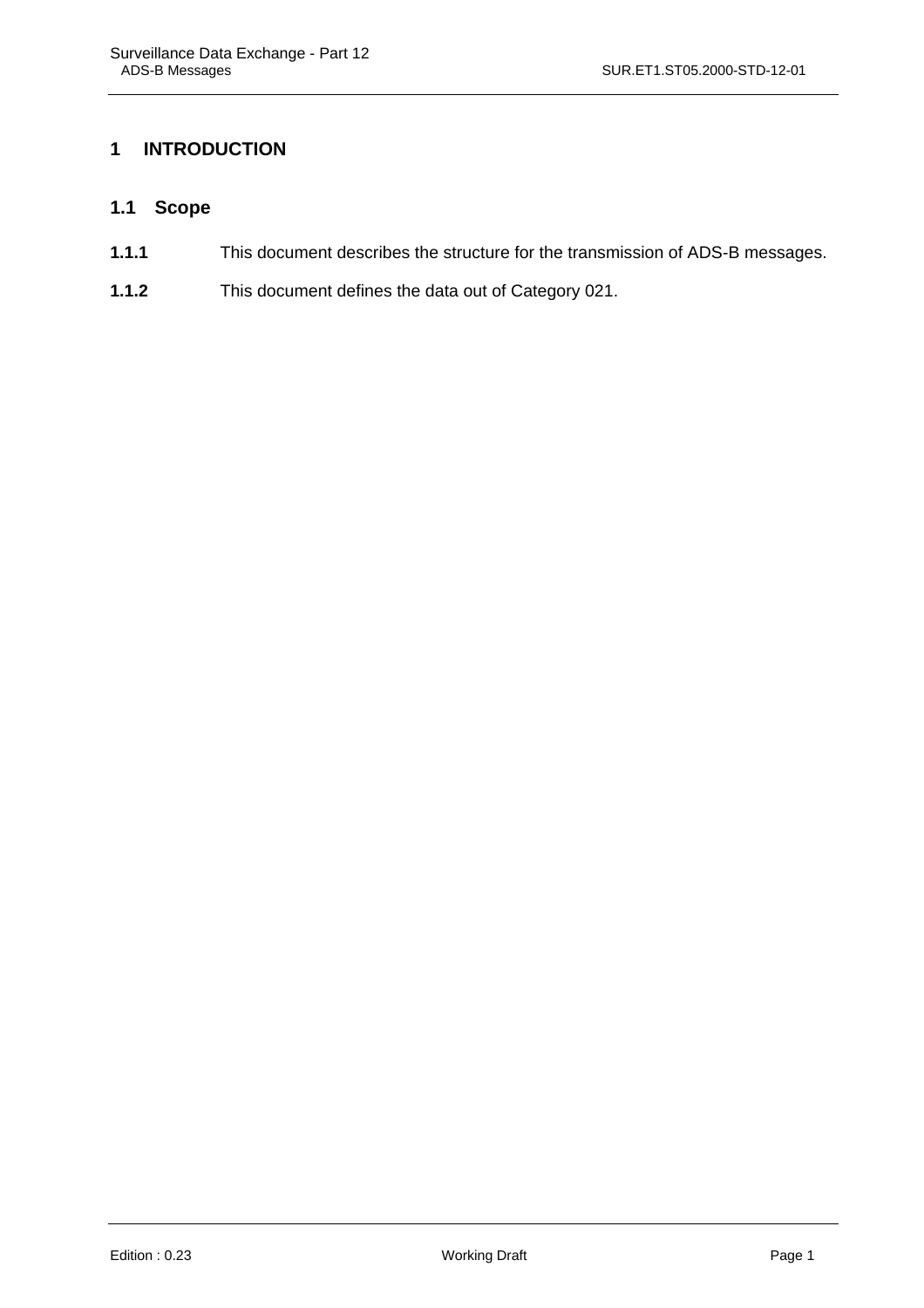# 1 INTRODUCTION

## 1.1 Scope

**1.1.1** This document describes the structure for the transmission of ADS-B messages.

**1.1.2** This document defines the data out of Category 021.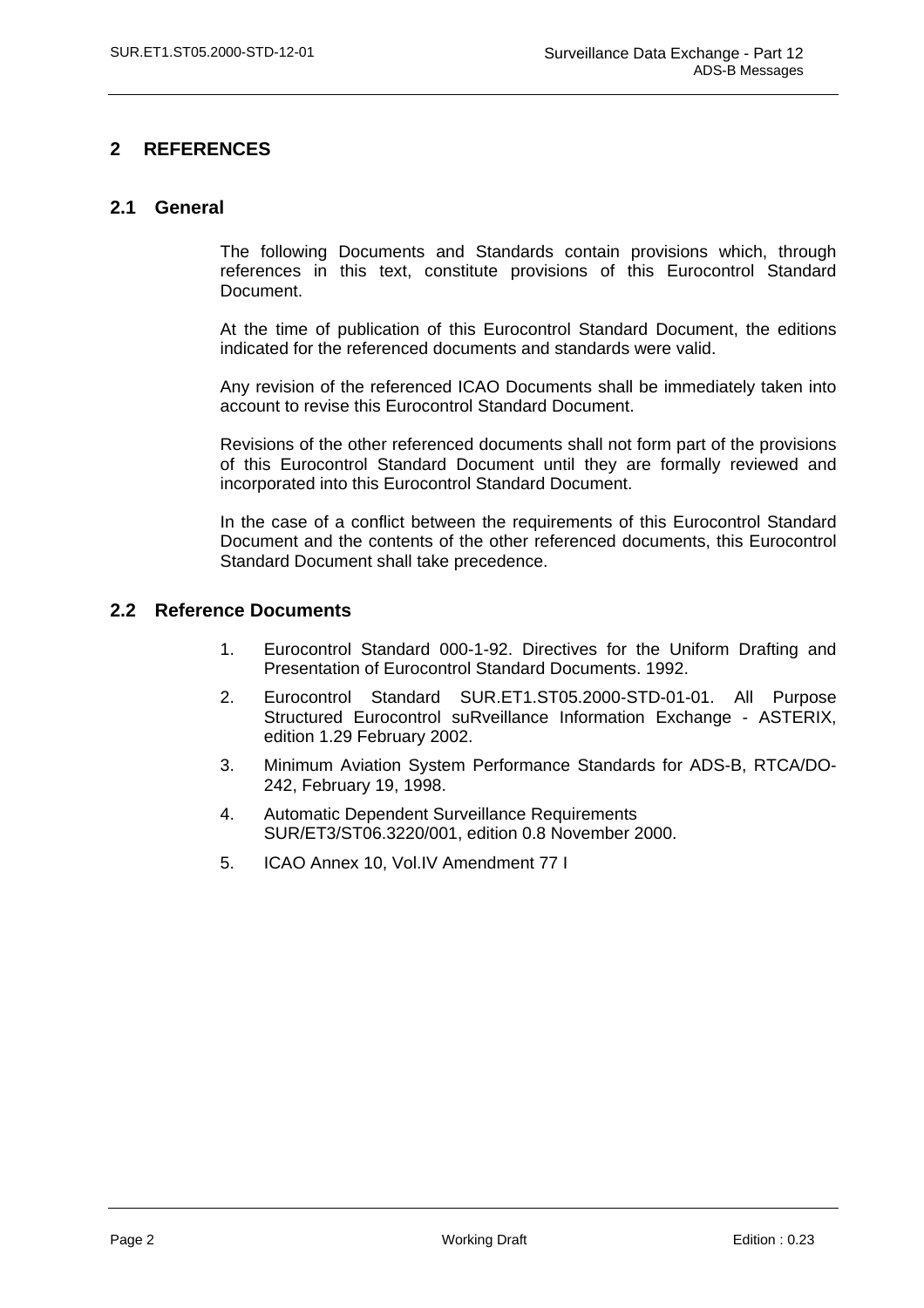# 2 REFERENCES

## 2.1 General

The following Documents and Standards contain provisions which, through references in this text, constitute provisions of this Eurocontrol Standard Document.

At the time of publication of this Eurocontrol Standard Document, the editions indicated for the referenced documents and standards were valid.

Any revision of the referenced ICAO Documents shall be immediately taken into account to revise this Eurocontrol Standard Document.

Revisions of the other referenced documents shall not form part of the provisions of this Eurocontrol Standard Document until they are formally reviewed and incorporated into this Eurocontrol Standard Document.

In the case of a conflict between the requirements of this Eurocontrol Standard Document and the contents of the other referenced documents, this Eurocontrol Standard Document shall take precedence.

## 2.2 Reference Documents

1. Eurocontrol Standard 000-1-92. Directives for the Uniform Drafting and Presentation of Eurocontrol Standard Documents. 1992.
2. Eurocontrol Standard SUR.ET1.ST05.2000-STD-01-01. All Purpose Structured Eurocontrol suRveillance Information Exchange - ASTERIX, edition 1.29 February 2002.
3. Minimum Aviation System Performance Standards for ADS-B, RTCA/DO-242, February 19, 1998.
4. Automatic Dependent Surveillance Requirements SUR/ET3/ST06.3220/001, edition 0.8 November 2000.
5. ICAO Annex 10, Vol.IV Amendment 77 I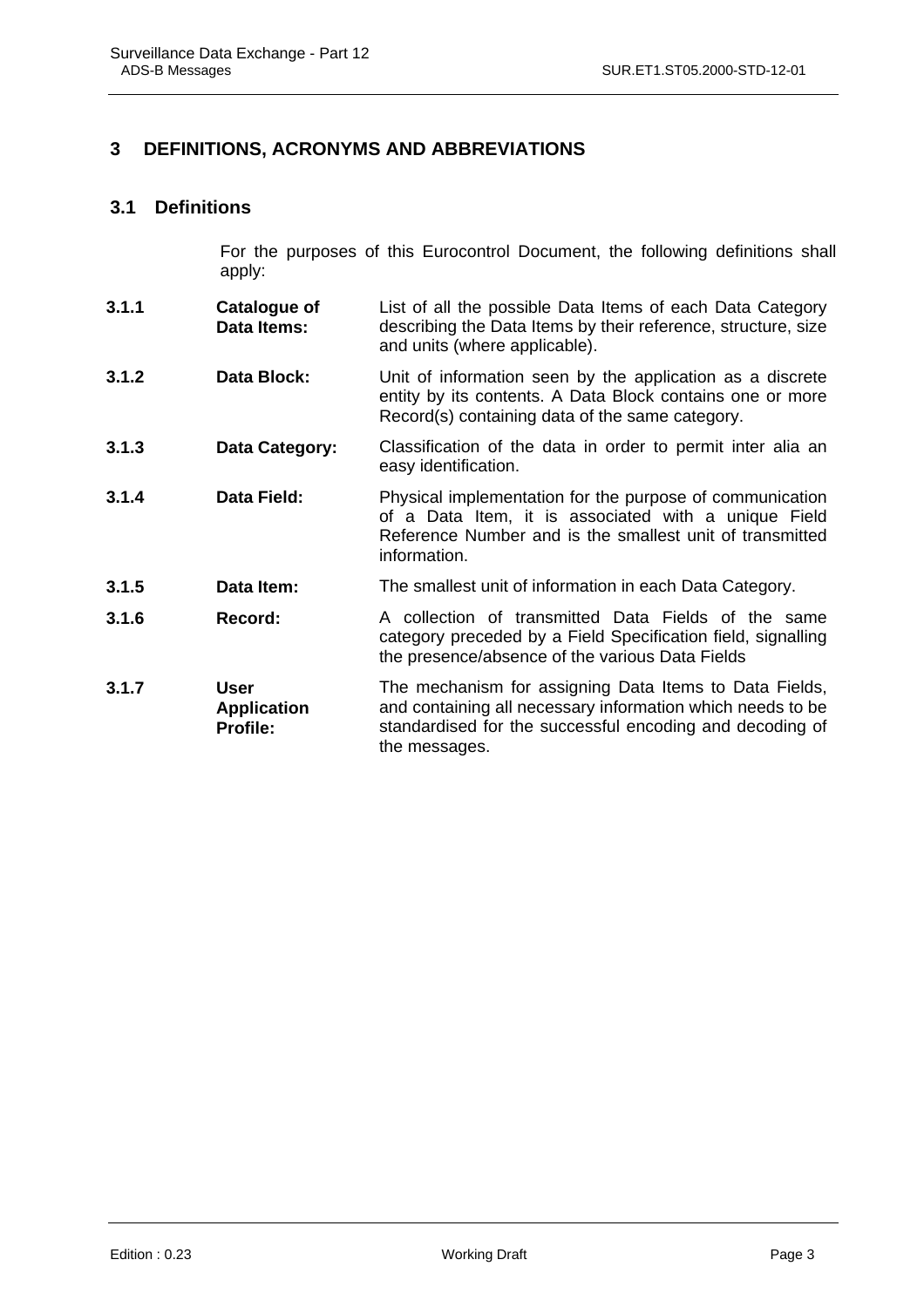# 3 DEFINITIONS, ACRONYMS AND ABBREVIATIONS

## 3.1 Definitions

For the purposes of this Eurocontrol Document, the following definitions shall apply:

**3.1.1** **Catalogue of Data Items:** List of all the possible Data Items of each Data Category describing the Data Items by their reference, structure, size and units (where applicable).

**3.1.2** **Data Block:** Unit of information seen by the application as a discrete entity by its contents. A Data Block contains one or more Record(s) containing data of the same category.

**3.1.3** **Data Category:** Classification of the data in order to permit inter alia an easy identification.

**3.1.4** **Data Field:** Physical implementation for the purpose of communication of a Data Item, it is associated with a unique Field Reference Number and is the smallest unit of transmitted information.

**3.1.5** **Data Item:** The smallest unit of information in each Data Category.

**3.1.6** **Record:** A collection of transmitted Data Fields of the same category preceded by a Field Specification field, signalling the presence/absence of the various Data Fields

**3.1.7** **User Application Profile:** The mechanism for assigning Data Items to Data Fields, and containing all necessary information which needs to be standardised for the successful encoding and decoding of the messages.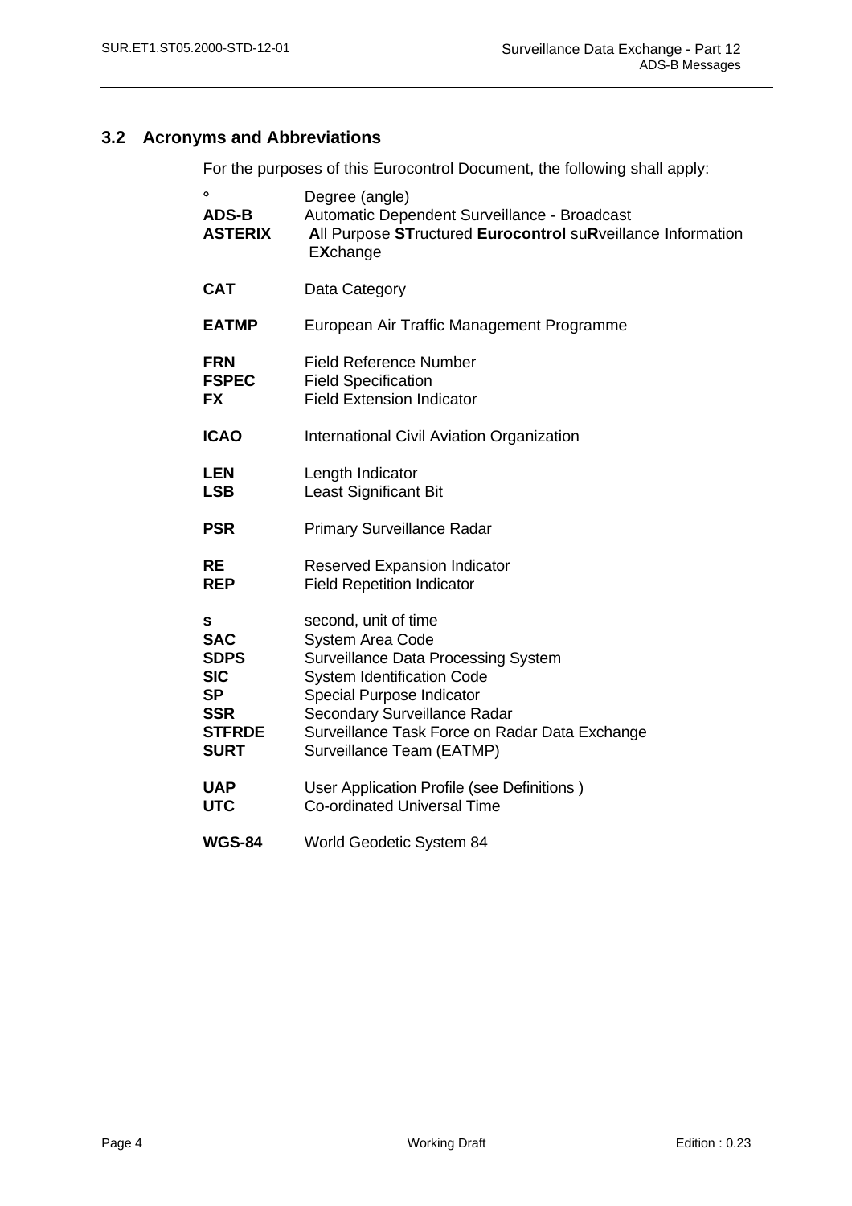## 3.2 Acronyms and Abbreviations

For the purposes of this Eurocontrol Document, the following shall apply:

| | |
|---|---|
| **°** | Degree (angle) |
| **ADS-B** | Automatic Dependent Surveillance - Broadcast |
| **ASTERIX** | **A**ll Purpose **ST**ructured **Eurocontrol** su**R**veillance **I**nformation E**X**change |
| **CAT** | Data Category |
| **EATMP** | European Air Traffic Management Programme |
| **FRN** | Field Reference Number |
| **FSPEC** | Field Specification |
| **FX** | Field Extension Indicator |
| **ICAO** | International Civil Aviation Organization |
| **LEN** | Length Indicator |
| **LSB** | Least Significant Bit |
| **PSR** | Primary Surveillance Radar |
| **RE** | Reserved Expansion Indicator |
| **REP** | Field Repetition Indicator |
| **s** | second, unit of time |
| **SAC** | System Area Code |
| **SDPS** | Surveillance Data Processing System |
| **SIC** | System Identification Code |
| **SP** | Special Purpose Indicator |
| **SSR** | Secondary Surveillance Radar |
| **STFRDE** | Surveillance Task Force on Radar Data Exchange |
| **SURT** | Surveillance Team (EATMP) |
| **UAP** | User Application Profile (see Definitions ) |
| **UTC** | Co-ordinated Universal Time |
| **WGS-84** | World Geodetic System 84 |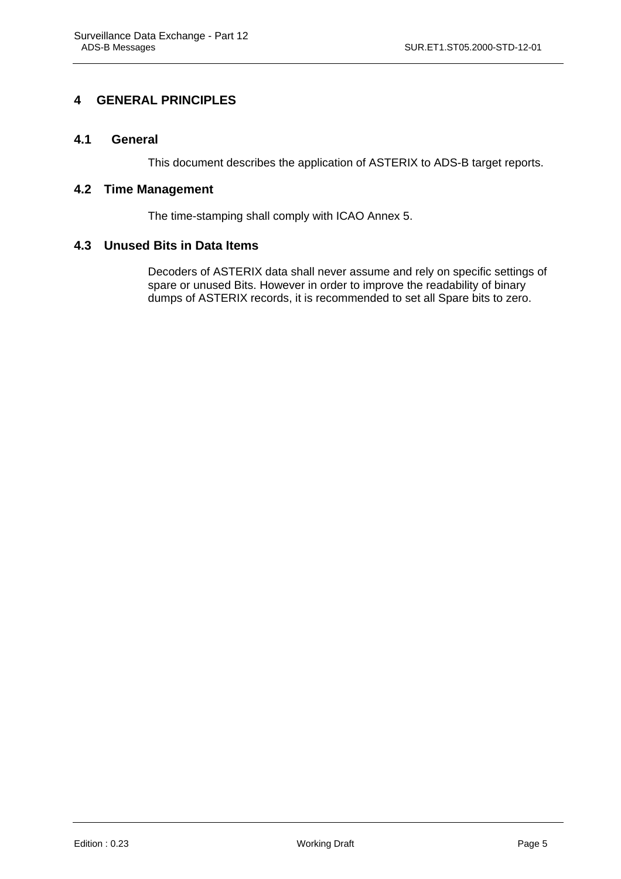# 4 GENERAL PRINCIPLES

## 4.1 General

This document describes the application of ASTERIX to ADS-B target reports.

## 4.2 Time Management

The time-stamping shall comply with ICAO Annex 5.

## 4.3 Unused Bits in Data Items

Decoders of ASTERIX data shall never assume and rely on specific settings of spare or unused Bits. However in order to improve the readability of binary dumps of ASTERIX records, it is recommended to set all Spare bits to zero.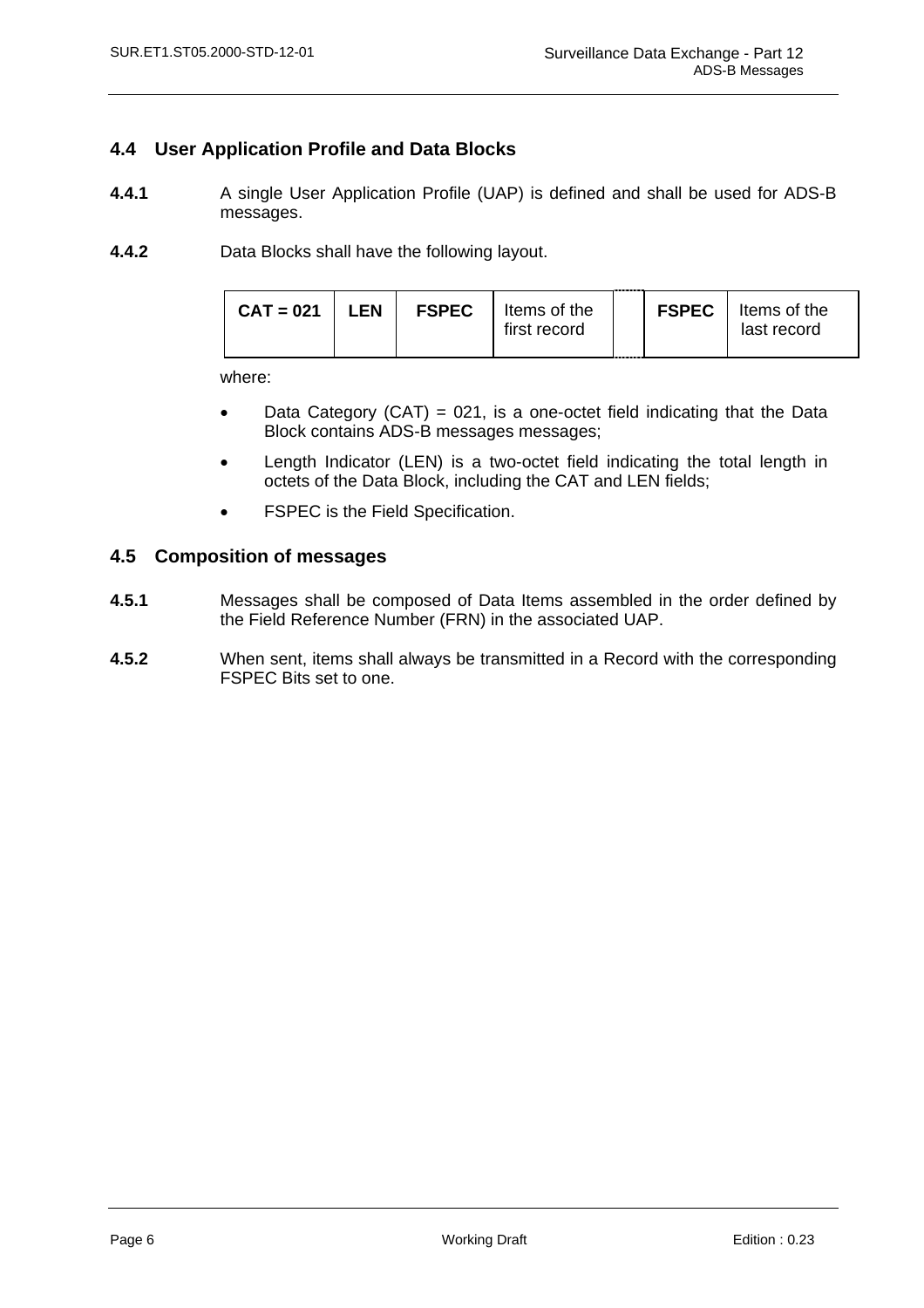## 4.4 User Application Profile and Data Blocks

**4.4.1** A single User Application Profile (UAP) is defined and shall be used for ADS-B messages.

**4.4.2** Data Blocks shall have the following layout.

| CAT = 021 | LEN | FSPEC | Items of the first record | | FSPEC | Items of the last record |
|---|---|---|---|---|---|---|

where:

- Data Category (CAT) = 021, is a one-octet field indicating that the Data Block contains ADS-B messages messages;
- Length Indicator (LEN) is a two-octet field indicating the total length in octets of the Data Block, including the CAT and LEN fields;
- FSPEC is the Field Specification.

## 4.5 Composition of messages

**4.5.1** Messages shall be composed of Data Items assembled in the order defined by the Field Reference Number (FRN) in the associated UAP.

**4.5.2** When sent, items shall always be transmitted in a Record with the corresponding FSPEC Bits set to one.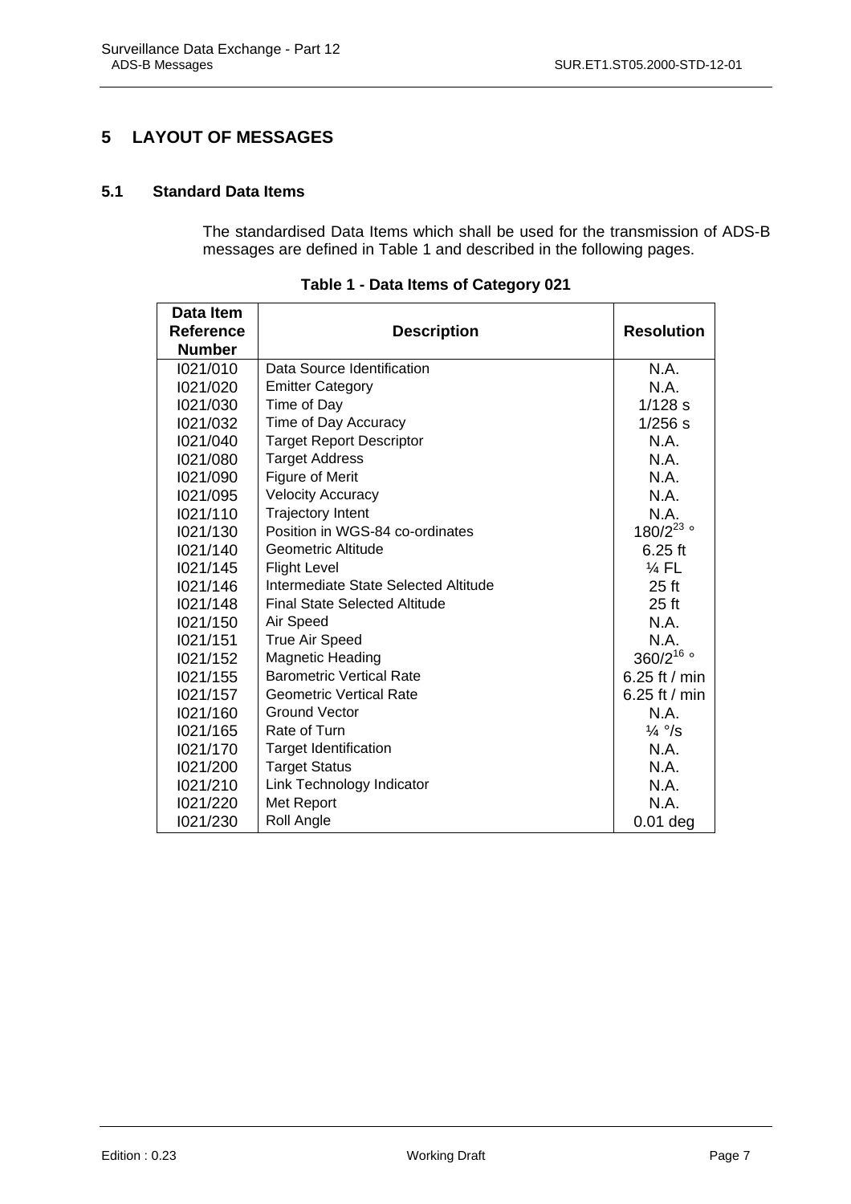# 5 LAYOUT OF MESSAGES

## 5.1 Standard Data Items

The standardised Data Items which shall be used for the transmission of ADS-B messages are defined in Table 1 and described in the following pages.

**Table 1 - Data Items of Category 021**

| Data Item Reference Number | Description | Resolution |
|---|---|---|
| I021/010 | Data Source Identification | N.A. |
| I021/020 | Emitter Category | N.A. |
| I021/030 | Time of Day | 1/128 s |
| I021/032 | Time of Day Accuracy | 1/256 s |
| I021/040 | Target Report Descriptor | N.A. |
| I021/080 | Target Address | N.A. |
| I021/090 | Figure of Merit | N.A. |
| I021/095 | Velocity Accuracy | N.A. |
| I021/110 | Trajectory Intent | N.A. |
| I021/130 | Position in WGS-84 co-ordinates | $180/2^{23}$ ° |
| I021/140 | Geometric Altitude | 6.25 ft |
| I021/145 | Flight Level | ¼ FL |
| I021/146 | Intermediate State Selected Altitude | 25 ft |
| I021/148 | Final State Selected Altitude | 25 ft |
| I021/150 | Air Speed | N.A. |
| I021/151 | True Air Speed | N.A. |
| I021/152 | Magnetic Heading | $360/2^{16}$ ° |
| I021/155 | Barometric Vertical Rate | 6.25 ft / min |
| I021/157 | Geometric Vertical Rate | 6.25 ft / min |
| I021/160 | Ground Vector | N.A. |
| I021/165 | Rate of Turn | ¼ °/s |
| I021/170 | Target Identification | N.A. |
| I021/200 | Target Status | N.A. |
| I021/210 | Link Technology Indicator | N.A. |
| I021/220 | Met Report | N.A. |
| I021/230 | Roll Angle | 0.01 deg |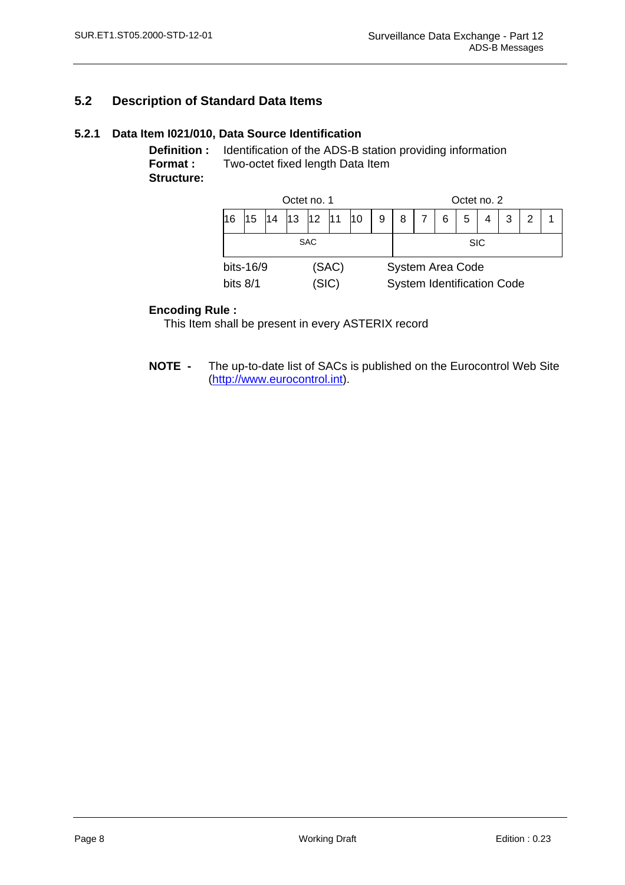## 5.2 Description of Standard Data Items

### 5.2.1 Data Item I021/010, Data Source Identification

**Definition :** Identification of the ADS-B station providing information

**Format :** Two-octet fixed length Data Item

**Structure:**

| Octet no. 1 | | | | | | | | Octet no. 2 | | | | | | | |
|---|---|---|---|---|---|---|---|---|---|---|---|---|---|---|---|
| 16 | 15 | 14 | 13 | 12 | 11 | 10 | 9 | 8 | 7 | 6 | 5 | 4 | 3 | 2 | 1 |
| SAC | | | | | | | | SIC | | | | | | | |

| | | |
|---|---|---|
| bits-16/9 | (SAC) | System Area Code |
| bits 8/1 | (SIC) | System Identification Code |

**Encoding Rule :**

This Item shall be present in every ASTERIX record

**NOTE -** The up-to-date list of SACs is published on the Eurocontrol Web Site (http://www.eurocontrol.int).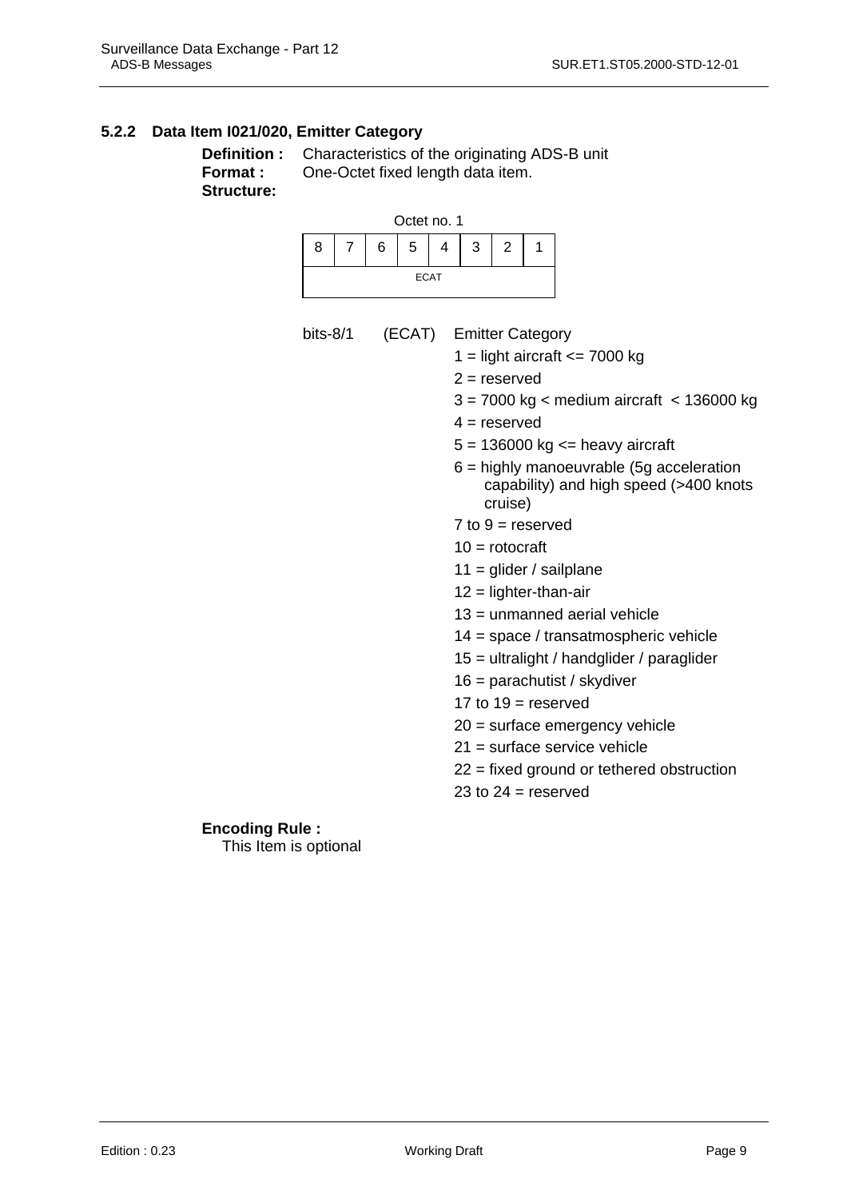### 5.2.2 Data Item I021/020, Emitter Category

**Definition :** Characteristics of the originating ADS-B unit

**Format :** One-Octet fixed length data item.

**Structure:**

Octet no. 1

| 8 | 7 | 6 | 5 | 4 | 3 | 2 | 1 |
|---|---|---|---|---|---|---|---|
| ECAT | | | | | | | |

bits-8/1 (ECAT) Emitter Category

- 1 = light aircraft <= 7000 kg
- 2 = reserved
- 3 = 7000 kg < medium aircraft < 136000 kg
- 4 = reserved
- 5 = 136000 kg <= heavy aircraft
- 6 = highly manoeuvrable (5g acceleration capability) and high speed (>400 knots cruise)
- 7 to 9 = reserved
- 10 = rotocraft
- 11 = glider / sailplane
- 12 = lighter-than-air
- 13 = unmanned aerial vehicle
- 14 = space / transatmospheric vehicle
- 15 = ultralight / handglider / paraglider
- 16 = parachutist / skydiver
- 17 to 19 = reserved
- 20 = surface emergency vehicle
- 21 = surface service vehicle
- 22 = fixed ground or tethered obstruction
- 23 to 24 = reserved

**Encoding Rule :**

This Item is optional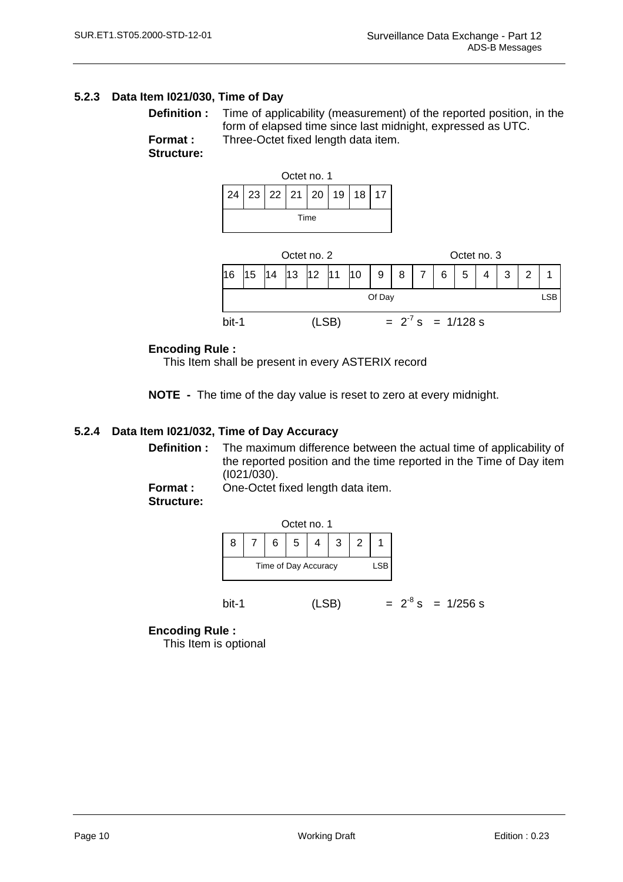### 5.2.3 Data Item I021/030, Time of Day

**Definition :** Time of applicability (measurement) of the reported position, in the form of elapsed time since last midnight, expressed as UTC.

**Format :** Three-Octet fixed length data item.

**Structure:**

Octet no. 1

| 24 | 23 | 22 | 21 | 20 | 19 | 18 | 17 |
|---|---|---|---|---|---|---|---|
| Time | | | | | | | |

Octet no. 2 / Octet no. 3

| 16 | 15 | 14 | 13 | 12 | 11 | 10 | 9 | 8 | 7 | 6 | 5 | 4 | 3 | 2 | 1 |
|---|---|---|---|---|---|---|---|---|---|---|---|---|---|---|---|
| Of Day | | | | | | | | | | | | | | | LSB |

bit-1 (LSB) = $2^{-7}$ s = 1/128 s

**Encoding Rule :**

This Item shall be present in every ASTERIX record

**NOTE -** The time of the day value is reset to zero at every midnight.

### 5.2.4 Data Item I021/032, Time of Day Accuracy

**Definition :** The maximum difference between the actual time of applicability of the reported position and the time reported in the Time of Day item (I021/030).

**Format :** One-Octet fixed length data item.

**Structure:**

Octet no. 1

| 8 | 7 | 6 | 5 | 4 | 3 | 2 | 1 |
|---|---|---|---|---|---|---|---|
| Time of Day Accuracy | | | | | | | LSB |

bit-1 (LSB) = $2^{-8}$ s = 1/256 s

**Encoding Rule :**

This Item is optional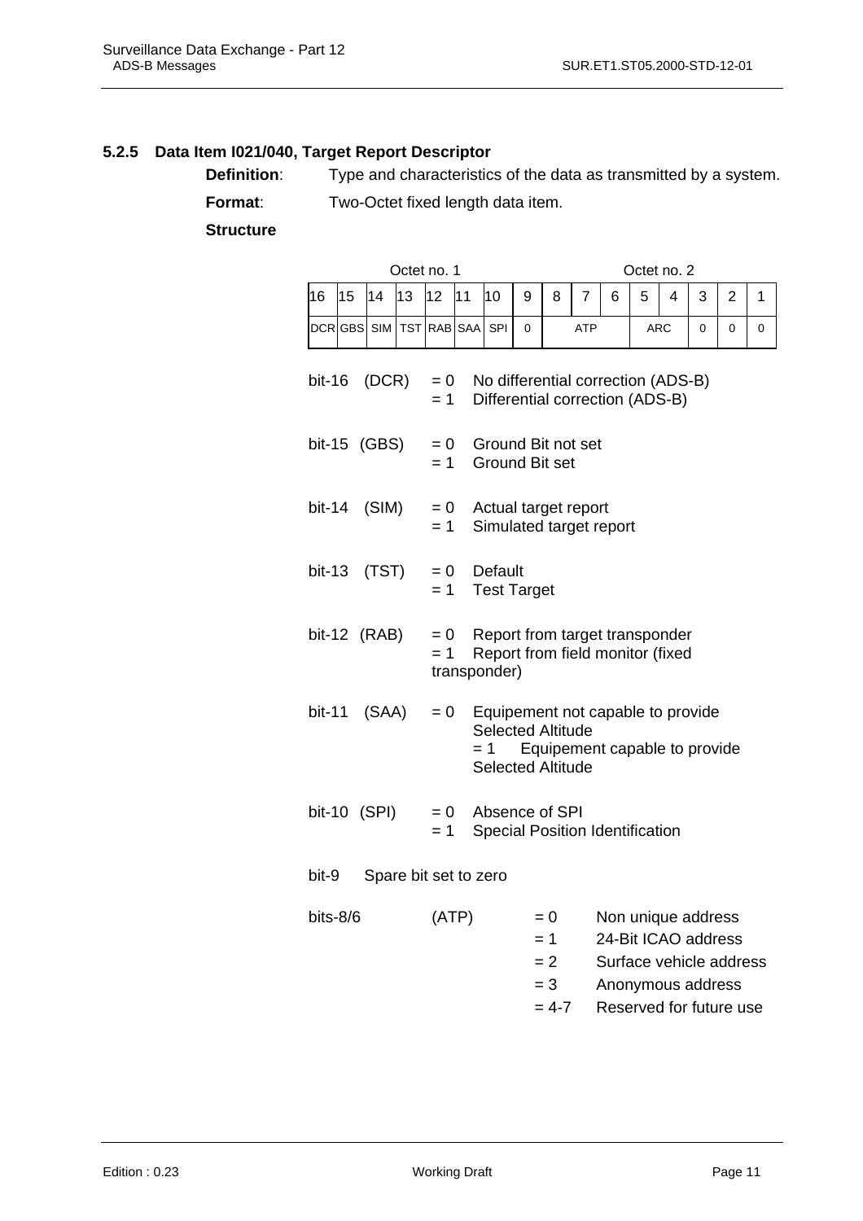### 5.2.5 Data Item I021/040, Target Report Descriptor

**Definition**: Type and characteristics of the data as transmitted by a system.

**Format**: Two-Octet fixed length data item.

**Structure**

| Octet no. 1 | | | | | | | | Octet no. 2 | | | | | | | |
|---|---|---|---|---|---|---|---|---|---|---|---|---|---|---|---|
| 16 | 15 | 14 | 13 | 12 | 11 | 10 | 9 | 8 | 7 | 6 | 5 | 4 | 3 | 2 | 1 |
| DCR | GBS | SIM | TST | RAB | SAA | SPI | 0 | ATP | | | ARC | | 0 | 0 | 0 |

bit-16 (DCR) = 0 No differential correction (ADS-B)
= 1 Differential correction (ADS-B)

bit-15 (GBS) = 0 Ground Bit not set
= 1 Ground Bit set

bit-14 (SIM) = 0 Actual target report
= 1 Simulated target report

bit-13 (TST) = 0 Default
= 1 Test Target

bit-12 (RAB) = 0 Report from target transponder
= 1 Report from field monitor (fixed transponder)

bit-11 (SAA) = 0 Equipement not capable to provide Selected Altitude
= 1 Equipement capable to provide Selected Altitude

bit-10 (SPI) = 0 Absence of SPI
= 1 Special Position Identification

bit-9 Spare bit set to zero

bits-8/6 (ATP)
= 0 Non unique address
= 1 24-Bit ICAO address
= 2 Surface vehicle address
= 3 Anonymous address
= 4-7 Reserved for future use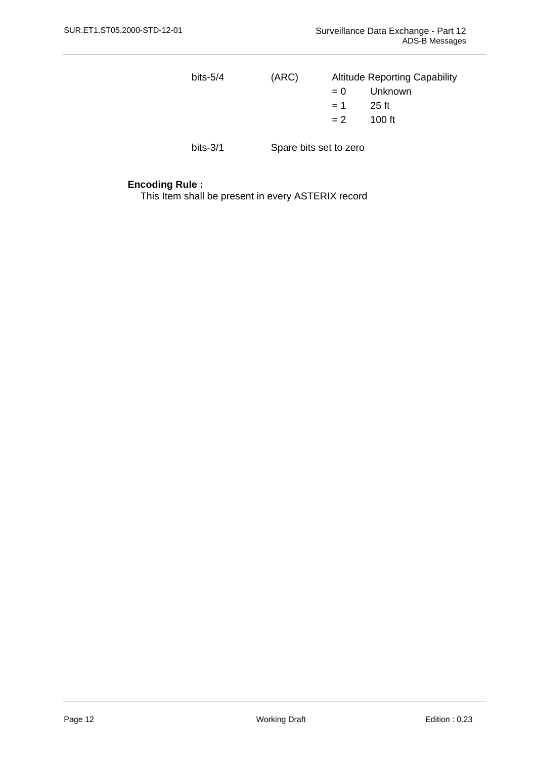| | | | |
|---|---|---|---|
| bits-5/4 | (ARC) | Altitude Reporting Capability | |
| | | = 0 | Unknown |
| | | = 1 | 25 ft |
| | | = 2 | 100 ft |
| bits-3/1 | Spare bits set to zero | | |

**Encoding Rule :**

This Item shall be present in every ASTERIX record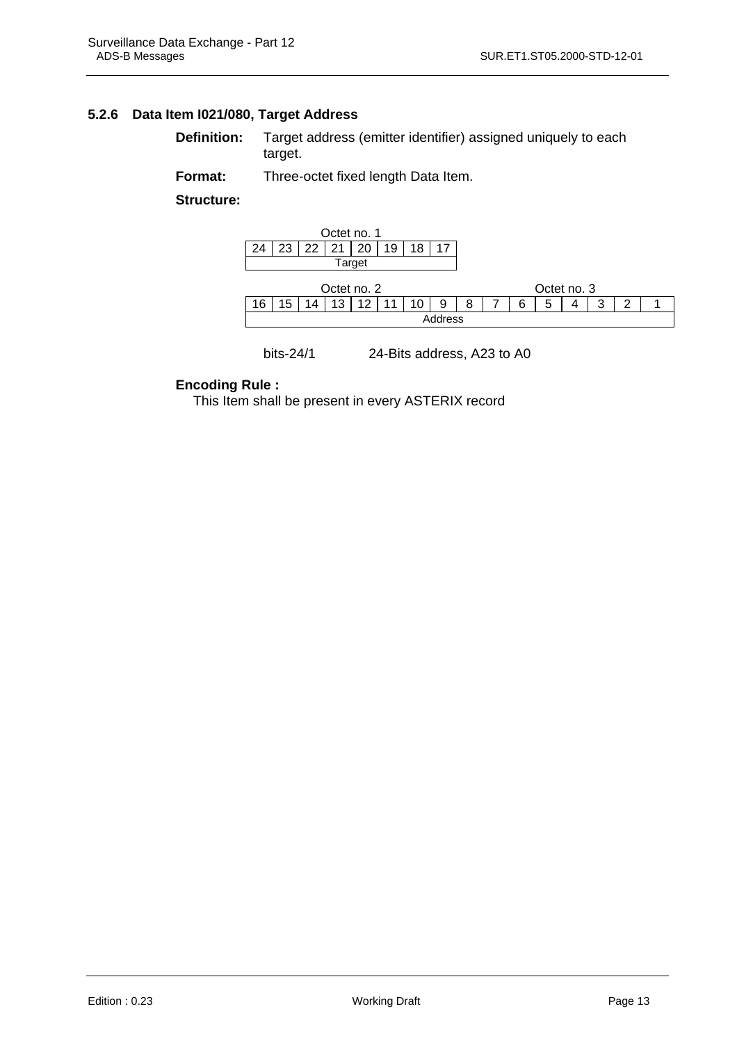### 5.2.6 Data Item I021/080, Target Address

**Definition:** Target address (emitter identifier) assigned uniquely to each target.

**Format:** Three-octet fixed length Data Item.

**Structure:**

| Octet no. 1 | | | | | | | |
|---|---|---|---|---|---|---|---|
| 24 | 23 | 22 | 21 | 20 | 19 | 18 | 17 |
| Target | | | | | | | |

| Octet no. 2 | | | | | | | | Octet no. 3 | | | | | | | |
|---|---|---|---|---|---|---|---|---|---|---|---|---|---|---|---|
| 16 | 15 | 14 | 13 | 12 | 11 | 10 | 9 | 8 | 7 | 6 | 5 | 4 | 3 | 2 | 1 |
| Address | | | | | | | | | | | | | | | |

bits-24/1 24-Bits address, A23 to A0

**Encoding Rule :**

This Item shall be present in every ASTERIX record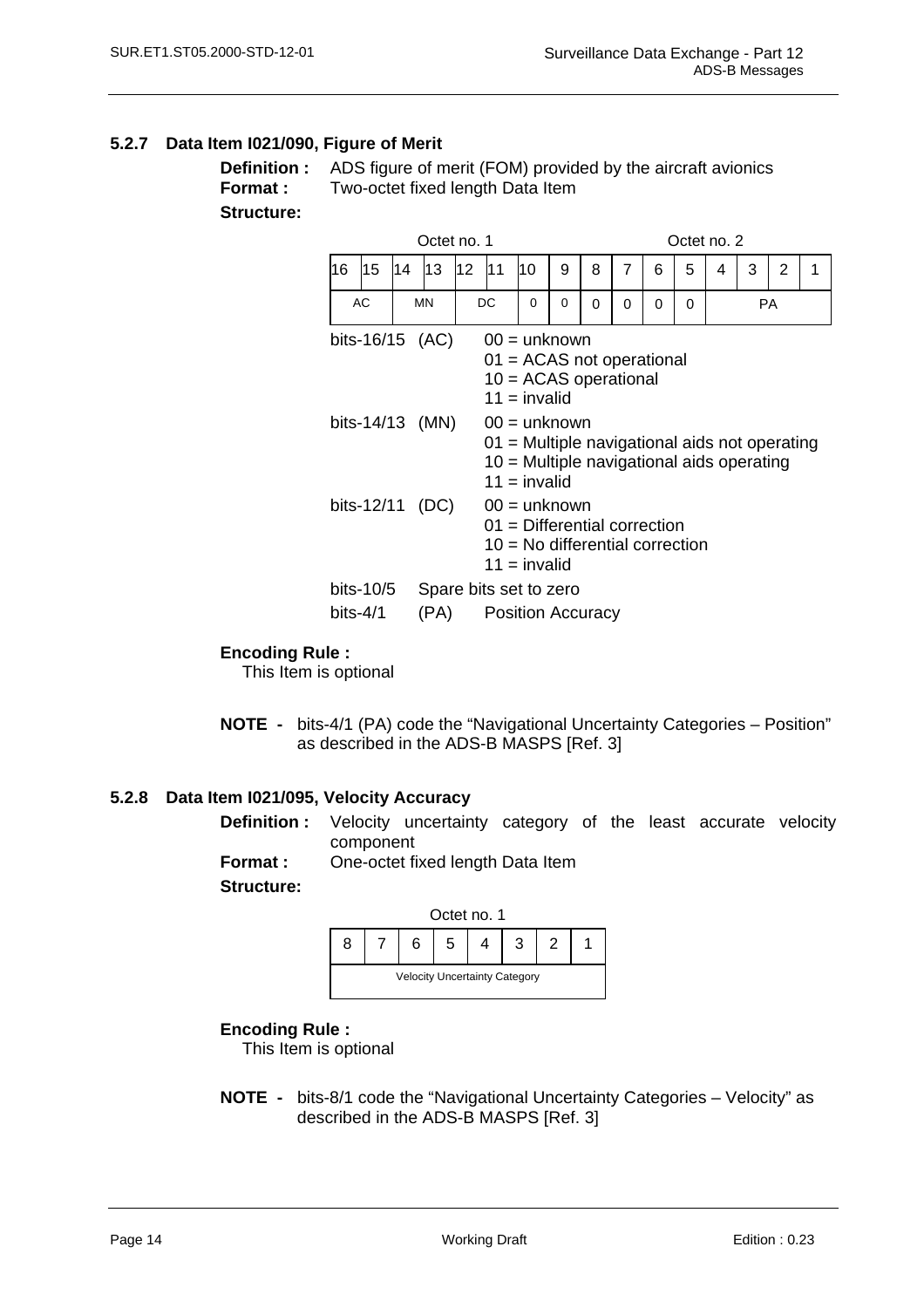### 5.2.7 Data Item I021/090, Figure of Merit

**Definition :** ADS figure of merit (FOM) provided by the aircraft avionics

**Format :** Two-octet fixed length Data Item

**Structure:**

| Octet no. 1 | | | | | | | | Octet no. 2 | | | | | | | |
|---|---|---|---|---|---|---|---|---|---|---|---|---|---|---|---|
| 16 | 15 | 14 | 13 | 12 | 11 | 10 | 9 | 8 | 7 | 6 | 5 | 4 | 3 | 2 | 1 |
| AC | | MN | | DC | | 0 | 0 | 0 | 0 | 0 | 0 | PA | | | |

bits-16/15 (AC)
- 00 = unknown
- 01 = ACAS not operational
- 10 = ACAS operational
- 11 = invalid

bits-14/13 (MN)
- 00 = unknown
- 01 = Multiple navigational aids not operating
- 10 = Multiple navigational aids operating
- 11 = invalid

bits-12/11 (DC)
- 00 = unknown
- 01 = Differential correction
- 10 = No differential correction
- 11 = invalid

bits-10/5 Spare bits set to zero

bits-4/1 (PA) Position Accuracy

**Encoding Rule :**

This Item is optional

**NOTE -** bits-4/1 (PA) code the “Navigational Uncertainty Categories – Position” as described in the ADS-B MASPS [Ref. 3]

### 5.2.8 Data Item I021/095, Velocity Accuracy

**Definition :** Velocity uncertainty category of the least accurate velocity component

**Format :** One-octet fixed length Data Item

**Structure:**

| Octet no. 1 | | | | | | | |
|---|---|---|---|---|---|---|---|
| 8 | 7 | 6 | 5 | 4 | 3 | 2 | 1 |
| Velocity Uncertainty Category | | | | | | | |

**Encoding Rule :**

This Item is optional

**NOTE -** bits-8/1 code the “Navigational Uncertainty Categories – Velocity” as described in the ADS-B MASPS [Ref. 3]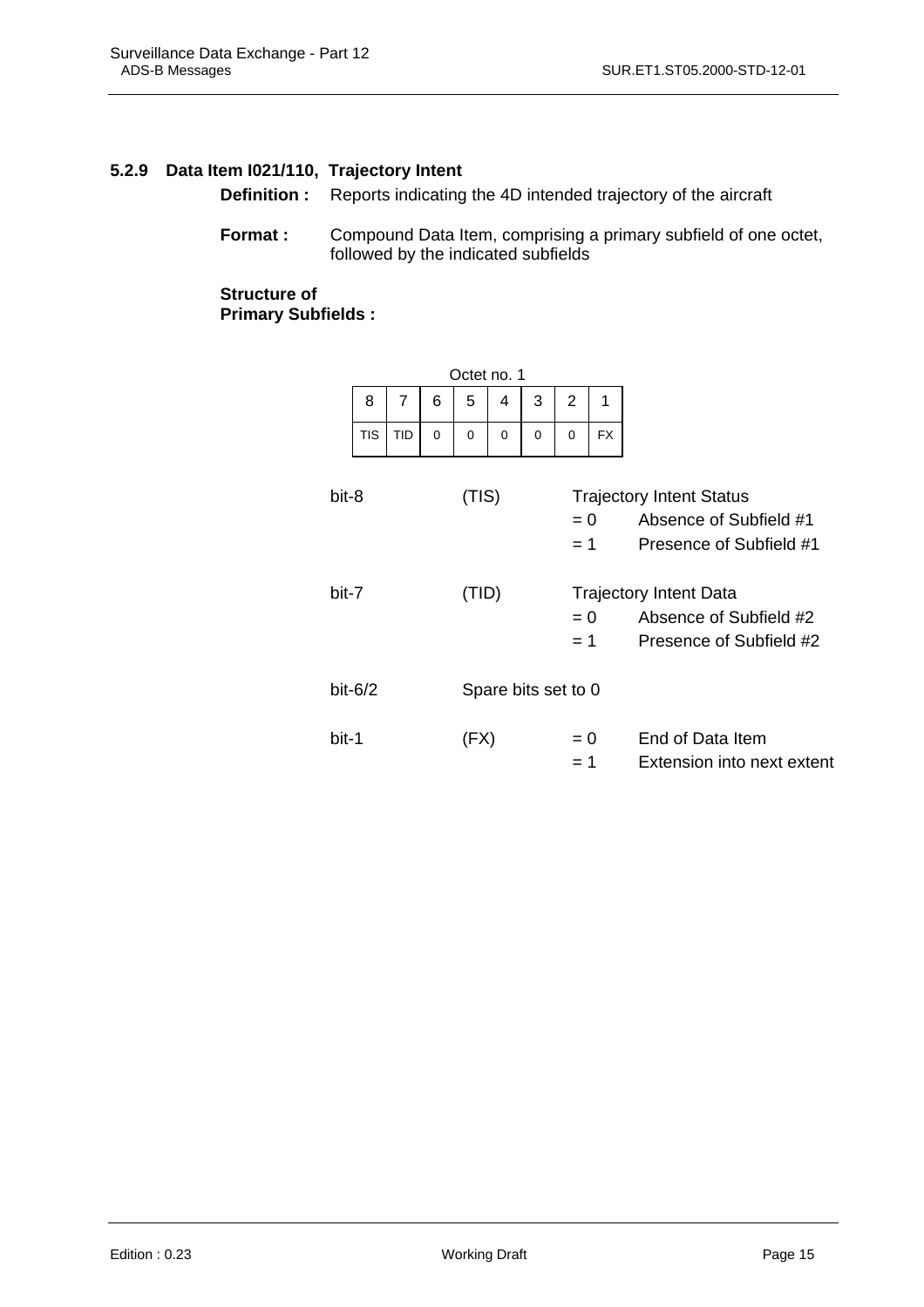### 5.2.9 Data Item I021/110, Trajectory Intent

**Definition :** Reports indicating the 4D intended trajectory of the aircraft

**Format :** Compound Data Item, comprising a primary subfield of one octet, followed by the indicated subfields

**Structure of Primary Subfields :**

Octet no. 1

| 8 | 7 | 6 | 5 | 4 | 3 | 2 | 1 |
|---|---|---|---|---|---|---|---|
| TIS | TID | 0 | 0 | 0 | 0 | 0 | FX |

bit-8 (TIS) Trajectory Intent Status
- = 0 Absence of Subfield #1
- = 1 Presence of Subfield #1

bit-7 (TID) Trajectory Intent Data
- = 0 Absence of Subfield #2
- = 1 Presence of Subfield #2

bit-6/2 Spare bits set to 0

bit-1 (FX)
- = 0 End of Data Item
- = 1 Extension into next extent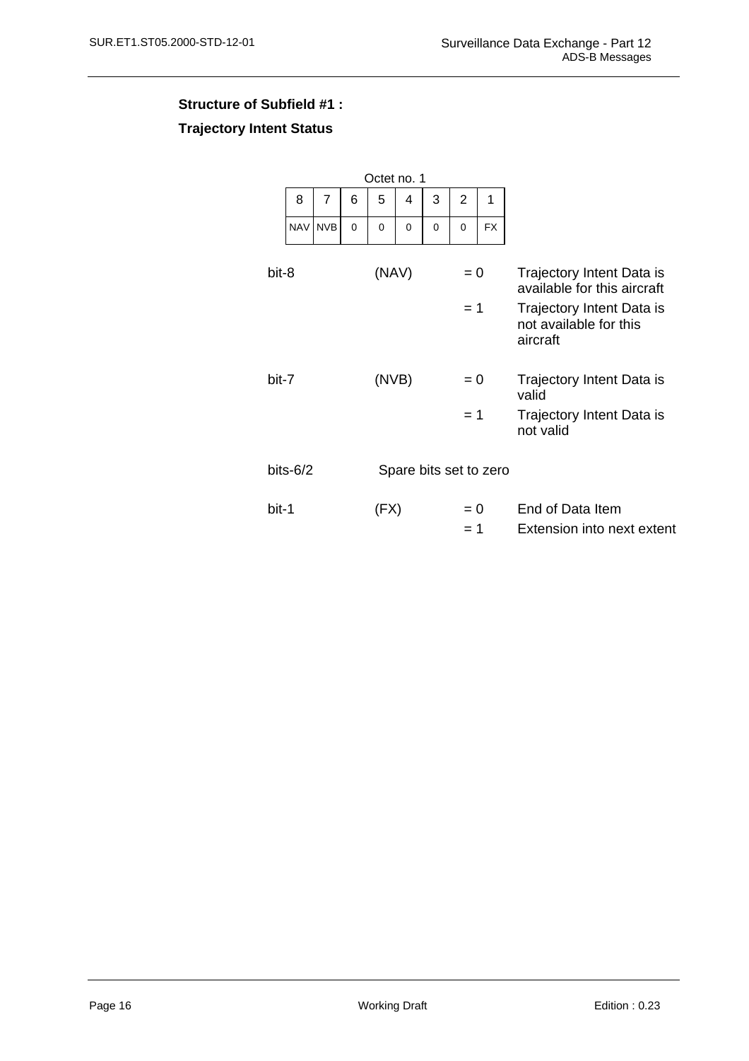**Structure of Subfield #1 :**

**Trajectory Intent Status**

| Octet no. 1 | | | | | | | |
|---|---|---|---|---|---|---|---|
| 8 | 7 | 6 | 5 | 4 | 3 | 2 | 1 |
| NAV | NVB | 0 | 0 | 0 | 0 | 0 | FX |

| | | | |
|---|---|---|---|
| bit-8 | (NAV) | = 0 | Trajectory Intent Data is available for this aircraft |
| | | = 1 | Trajectory Intent Data is not available for this aircraft |
| bit-7 | (NVB) | = 0 | Trajectory Intent Data is valid |
| | | = 1 | Trajectory Intent Data is not valid |
| bits-6/2 | Spare bits set to zero | | |
| bit-1 | (FX) | = 0 | End of Data Item |
| | | = 1 | Extension into next extent |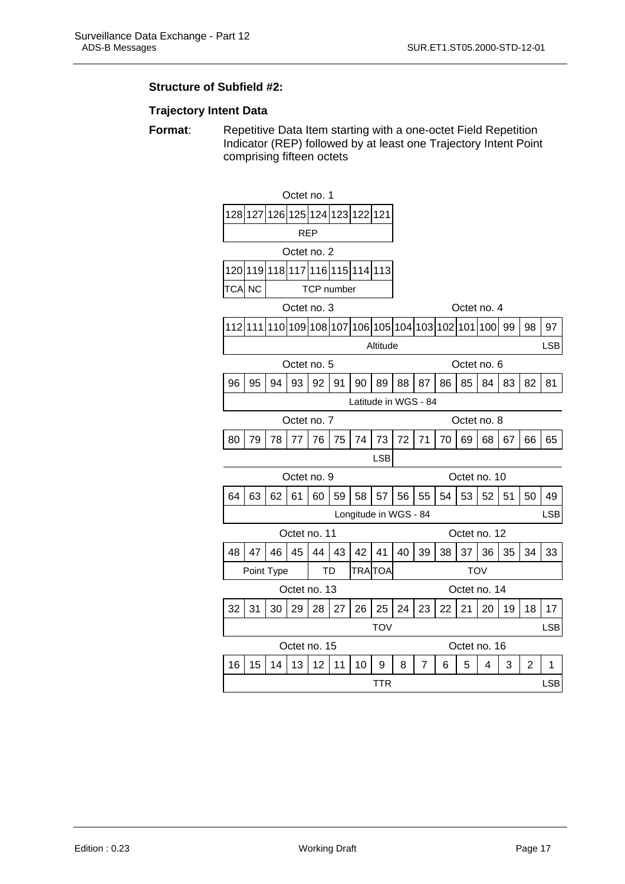**Structure of Subfield #2:**

**Trajectory Intent Data**

**Format**: Repetitive Data Item starting with a one-octet Field Repetition Indicator (REP) followed by at least one Trajectory Intent Point comprising fifteen octets

Octet no. 1

| 128 | 127 | 126 | 125 | 124 | 123 | 122 | 121 |
|---|---|---|---|---|---|---|---|
| REP | | | | | | | |

Octet no. 2

| 120 | 119 | 118 | 117 | 116 | 115 | 114 | 113 |
|---|---|---|---|---|---|---|---|
| TCA | NC | TCP number | | | | | |

Octet no. 3 / Octet no. 4

| 112 | 111 | 110 | 109 | 108 | 107 | 106 | 105 | 104 | 103 | 102 | 101 | 100 | 99 | 98 | 97 |
|---|---|---|---|---|---|---|---|---|---|---|---|---|---|---|---|
| Altitude | | | | | | | | | | | | | | | LSB |

Octet no. 5 / Octet no. 6

| 96 | 95 | 94 | 93 | 92 | 91 | 90 | 89 | 88 | 87 | 86 | 85 | 84 | 83 | 82 | 81 |
|---|---|---|---|---|---|---|---|---|---|---|---|---|---|---|---|
| Latitude in WGS - 84 | | | | | | | | | | | | | | | |

Octet no. 7 / Octet no. 8

| 80 | 79 | 78 | 77 | 76 | 75 | 74 | 73 | 72 | 71 | 70 | 69 | 68 | 67 | 66 | 65 |
|---|---|---|---|---|---|---|---|---|---|---|---|---|---|---|---|
| | | | | | | | LSB | | | | | | | | |

Octet no. 9 / Octet no. 10

| 64 | 63 | 62 | 61 | 60 | 59 | 58 | 57 | 56 | 55 | 54 | 53 | 52 | 51 | 50 | 49 |
|---|---|---|---|---|---|---|---|---|---|---|---|---|---|---|---|
| Longitude in WGS - 84 | | | | | | | | | | | | | | | LSB |

Octet no. 11 / Octet no. 12

| 48 | 47 | 46 | 45 | 44 | 43 | 42 | 41 | 40 | 39 | 38 | 37 | 36 | 35 | 34 | 33 |
|---|---|---|---|---|---|---|---|---|---|---|---|---|---|---|---|
| Point Type | | | | TD | | TRA | TOA | TOV | | | | | | | |

Octet no. 13 / Octet no. 14

| 32 | 31 | 30 | 29 | 28 | 27 | 26 | 25 | 24 | 23 | 22 | 21 | 20 | 19 | 18 | 17 |
|---|---|---|---|---|---|---|---|---|---|---|---|---|---|---|---|
| TOV | | | | | | | | | | | | | | | LSB |

Octet no. 15 / Octet no. 16

| 16 | 15 | 14 | 13 | 12 | 11 | 10 | 9 | 8 | 7 | 6 | 5 | 4 | 3 | 2 | 1 |
|---|---|---|---|---|---|---|---|---|---|---|---|---|---|---|---|
| TTR | | | | | | | | | | | | | | | LSB |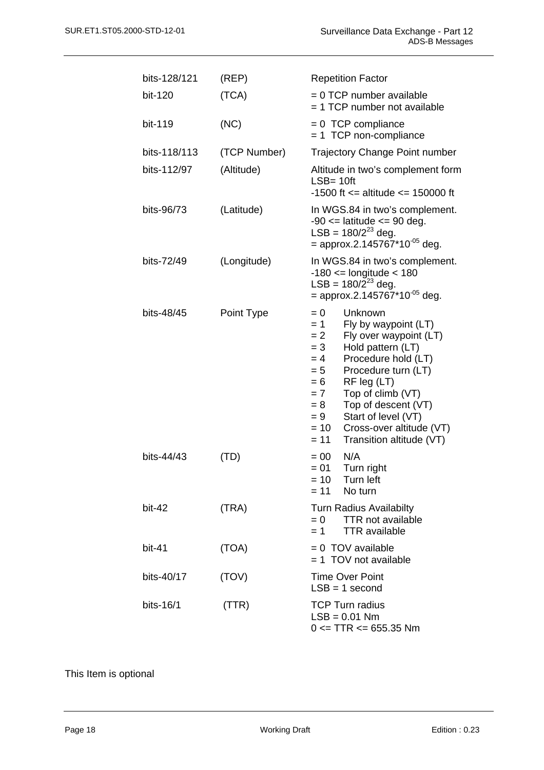| | | |
|---|---|---|
| bits-128/121 | (REP) | Repetition Factor |
| bit-120 | (TCA) | = 0 TCP number available<br>= 1 TCP number not available |
| bit-119 | (NC) | = 0 TCP compliance<br>= 1 TCP non-compliance |
| bits-118/113 | (TCP Number) | Trajectory Change Point number |
| bits-112/97 | (Altitude) | Altitude in two's complement form<br>LSB= 10ft<br>-1500 ft <= altitude <= 150000 ft |
| bits-96/73 | (Latitude) | In WGS.84 in two's complement.<br>-90 <= latitude <= 90 deg.<br>LSB = $180/2^{23}$ deg.<br>= approx.$2.145767*10^{-05}$ deg. |
| bits-72/49 | (Longitude) | In WGS.84 in two's complement.<br>-180 <= longitude < 180<br>LSB = $180/2^{23}$ deg.<br>= approx.$2.145767*10^{-05}$ deg. |
| bits-48/45 | Point Type | = 0 Unknown<br>= 1 Fly by waypoint (LT)<br>= 2 Fly over waypoint (LT)<br>= 3 Hold pattern (LT)<br>= 4 Procedure hold (LT)<br>= 5 Procedure turn (LT)<br>= 6 RF leg (LT)<br>= 7 Top of climb (VT)<br>= 8 Top of descent (VT)<br>= 9 Start of level (VT)<br>= 10 Cross-over altitude (VT)<br>= 11 Transition altitude (VT) |
| bits-44/43 | (TD) | = 00 N/A<br>= 01 Turn right<br>= 10 Turn left<br>= 11 No turn |
| bit-42 | (TRA) | Turn Radius Availabilty<br>= 0 TTR not available<br>= 1 TTR available |
| bit-41 | (TOA) | = 0 TOV available<br>= 1 TOV not available |
| bits-40/17 | (TOV) | Time Over Point<br>LSB = 1 second |
| bits-16/1 | (TTR) | TCP Turn radius<br>LSB = 0.01 Nm<br>0 <= TTR <= 655.35 Nm |

This Item is optional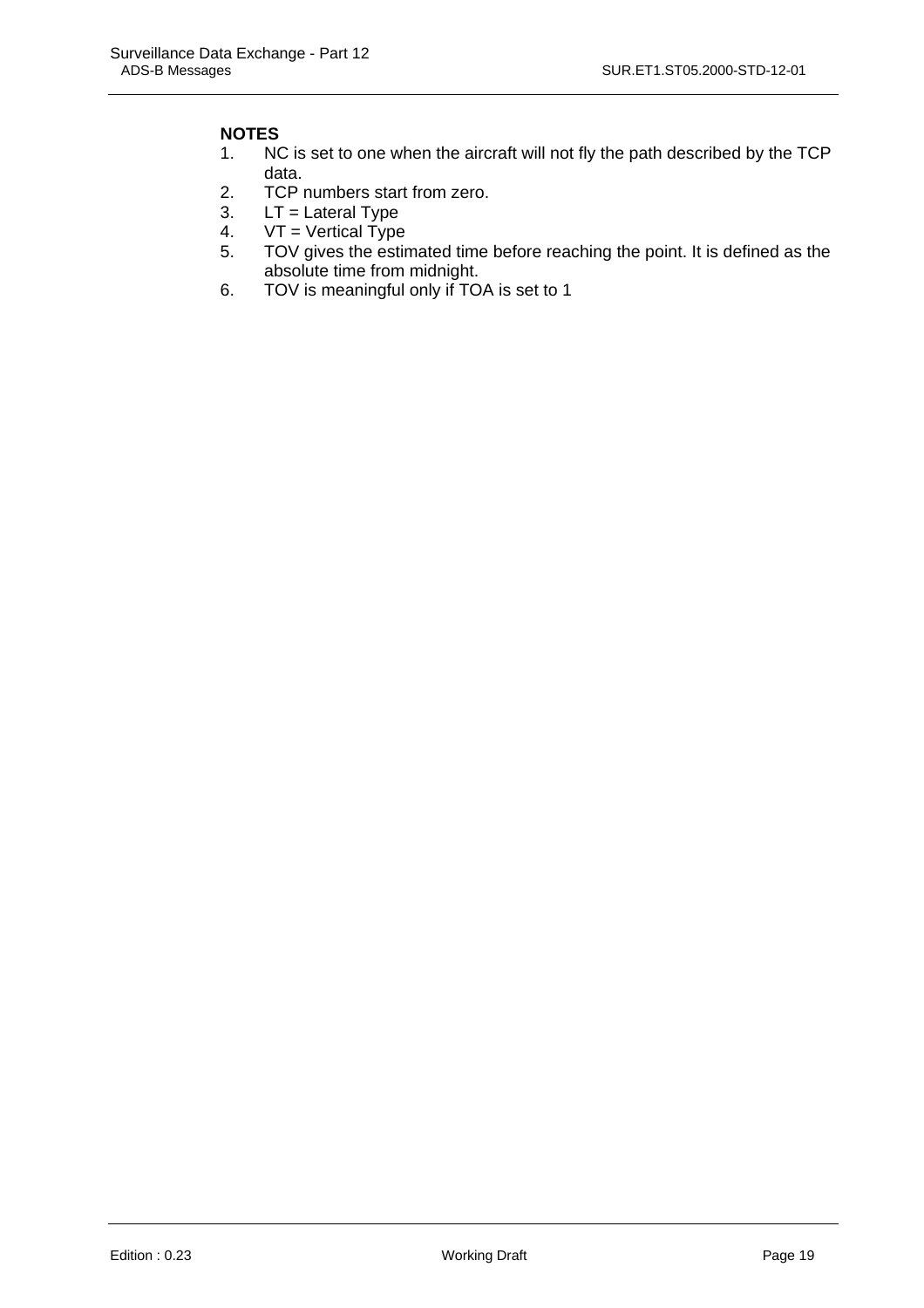**NOTES**

1. NC is set to one when the aircraft will not fly the path described by the TCP data.
2. TCP numbers start from zero.
3. LT = Lateral Type
4. VT = Vertical Type
5. TOV gives the estimated time before reaching the point. It is defined as the absolute time from midnight.
6. TOV is meaningful only if TOA is set to 1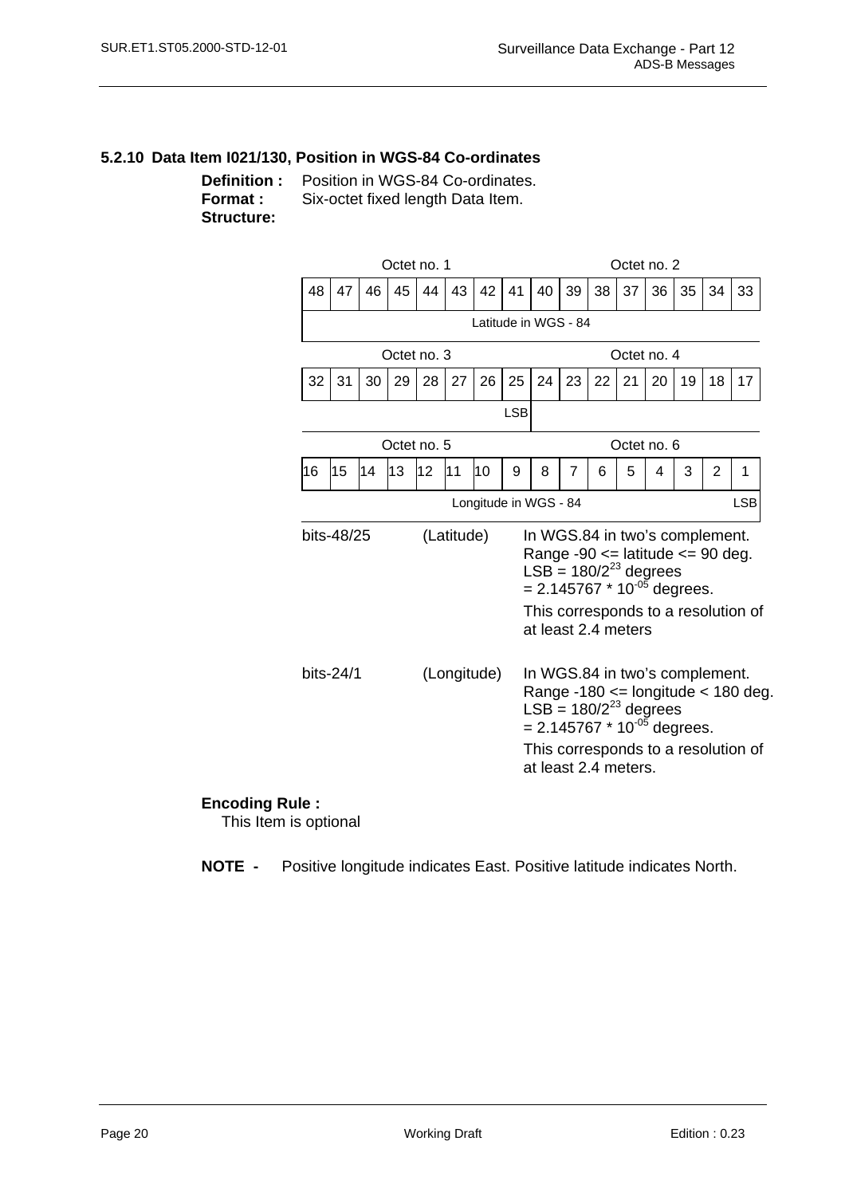### 5.2.10 Data Item I021/130, Position in WGS-84 Co-ordinates

**Definition :** Position in WGS-84 Co-ordinates.
**Format :** Six-octet fixed length Data Item.
**Structure:**

| Octet no. 1 | | | | | | | | Octet no. 2 | | | | | | | |
|---|---|---|---|---|---|---|---|---|---|---|---|---|---|---|---|
| 48 | 47 | 46 | 45 | 44 | 43 | 42 | 41 | 40 | 39 | 38 | 37 | 36 | 35 | 34 | 33 |
| Latitude in WGS - 84 | | | | | | | | | | | | | | | |

| Octet no. 3 | | | | | | | | Octet no. 4 | | | | | | | |
|---|---|---|---|---|---|---|---|---|---|---|---|---|---|---|---|
| 32 | 31 | 30 | 29 | 28 | 27 | 26 | 25 | 24 | 23 | 22 | 21 | 20 | 19 | 18 | 17 |
| | | | | | | | LSB | | | | | | | | |

| Octet no. 5 | | | | | | | | Octet no. 6 | | | | | | | |
|---|---|---|---|---|---|---|---|---|---|---|---|---|---|---|---|
| 16 | 15 | 14 | 13 | 12 | 11 | 10 | 9 | 8 | 7 | 6 | 5 | 4 | 3 | 2 | 1 |
| Longitude in WGS - 84 | | | | | | | | | | | | | | | LSB |

bits-48/25 (Latitude) In WGS.84 in two's complement.
Range -90 <= latitude <= 90 deg.
LSB = $180/2^{23}$ degrees
= $2.145767 * 10^{-05}$ degrees.

This corresponds to a resolution of at least 2.4 meters

bits-24/1 (Longitude) In WGS.84 in two's complement.
Range -180 <= longitude < 180 deg.
LSB = $180/2^{23}$ degrees
= $2.145767 * 10^{-05}$ degrees.

This corresponds to a resolution of at least 2.4 meters.

**Encoding Rule :**

This Item is optional

**NOTE -** Positive longitude indicates East. Positive latitude indicates North.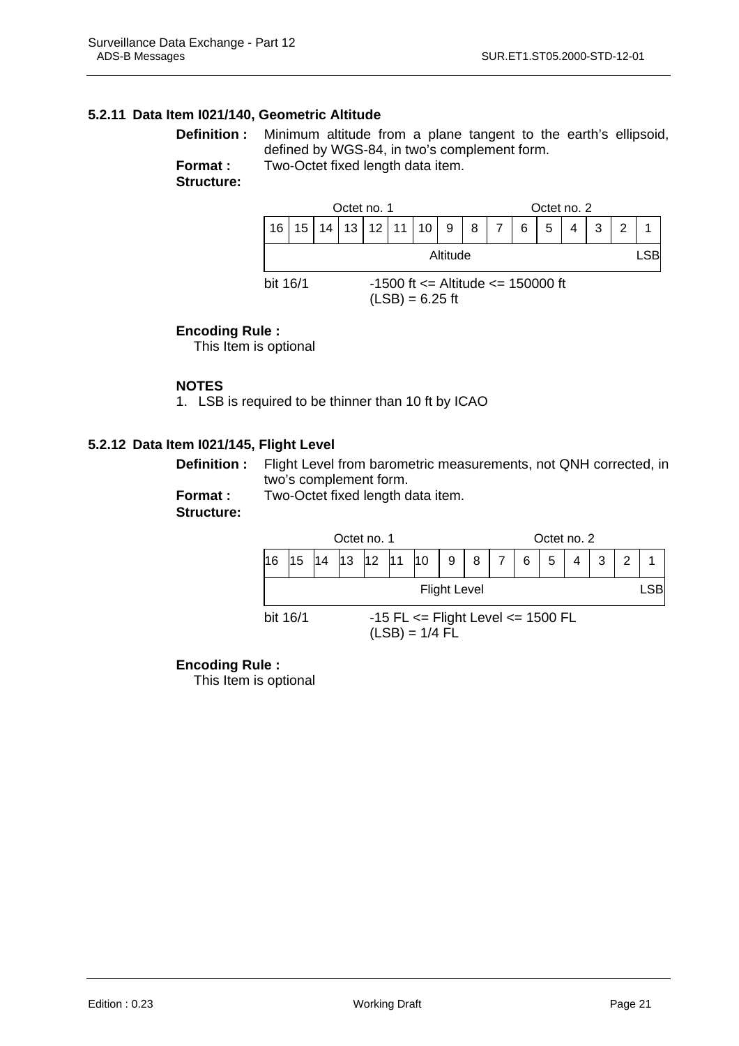### 5.2.11 Data Item I021/140, Geometric Altitude

**Definition :** Minimum altitude from a plane tangent to the earth's ellipsoid, defined by WGS-84, in two's complement form.

**Format :** Two-Octet fixed length data item.

**Structure:**

| Octet no. 1 | | | | | | | | Octet no. 2 | | | | | | | |
|---|---|---|---|---|---|---|---|---|---|---|---|---|---|---|---|
| 16 | 15 | 14 | 13 | 12 | 11 | 10 | 9 | 8 | 7 | 6 | 5 | 4 | 3 | 2 | 1 |
| Altitude | | | | | | | | | | | | | | | LSB |

bit 16/1 -1500 ft <= Altitude <= 150000 ft
(LSB) = 6.25 ft

**Encoding Rule :**
This Item is optional

**NOTES**

1. LSB is required to be thinner than 10 ft by ICAO

### 5.2.12 Data Item I021/145, Flight Level

**Definition :** Flight Level from barometric measurements, not QNH corrected, in two's complement form.

**Format :** Two-Octet fixed length data item.

**Structure:**

| Octet no. 1 | | | | | | | | Octet no. 2 | | | | | | | |
|---|---|---|---|---|---|---|---|---|---|---|---|---|---|---|---|
| 16 | 15 | 14 | 13 | 12 | 11 | 10 | 9 | 8 | 7 | 6 | 5 | 4 | 3 | 2 | 1 |
| Flight Level | | | | | | | | | | | | | | | LSB |

bit 16/1 -15 FL <= Flight Level <= 1500 FL
(LSB) = 1/4 FL

**Encoding Rule :**
This Item is optional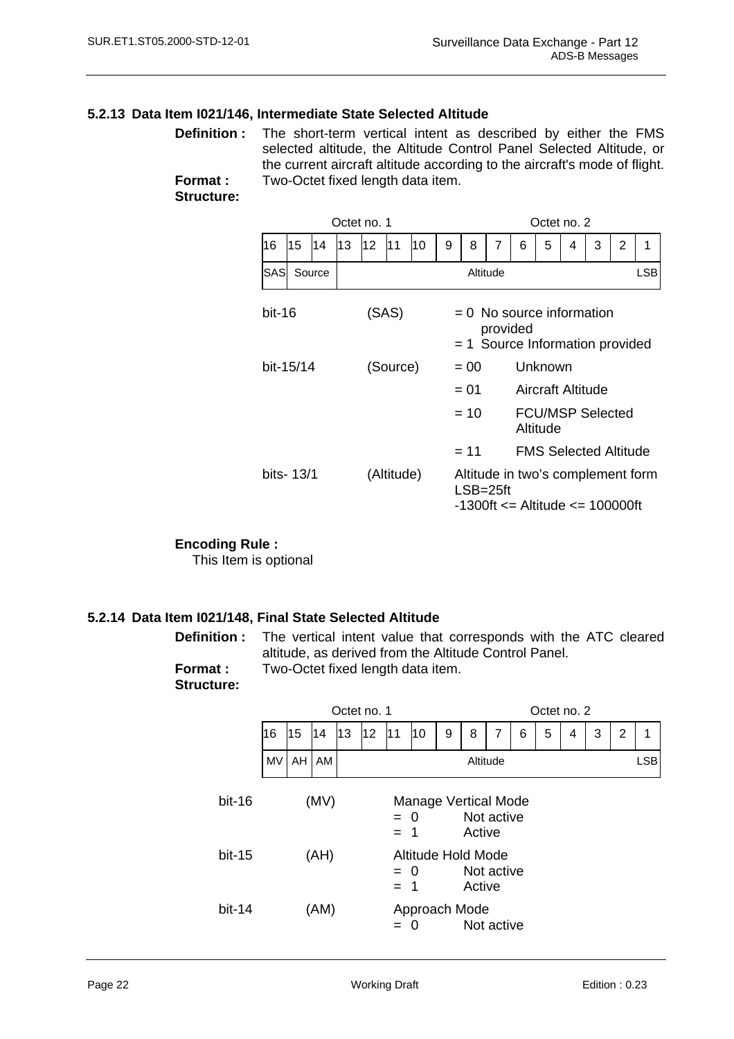### 5.2.13 Data Item I021/146, Intermediate State Selected Altitude

**Definition :** The short-term vertical intent as described by either the FMS selected altitude, the Altitude Control Panel Selected Altitude, or the current aircraft altitude according to the aircraft's mode of flight.

**Format :** Two-Octet fixed length data item.

**Structure:**

| Octet no. 1 | | | | | | | | Octet no. 2 | | | | | | | |
|---|---|---|---|---|---|---|---|---|---|---|---|---|---|---|---|
| 16 | 15 | 14 | 13 | 12 | 11 | 10 | 9 | 8 | 7 | 6 | 5 | 4 | 3 | 2 | 1 |
| SAS | Source | | Altitude | | | | | | | | | | | | LSB |

| Bits | Name | Value | Meaning |
|---|---|---|---|
| bit-16 | (SAS) | = 0 | No source information provided |
| | | = 1 | Source Information provided |
| bit-15/14 | (Source) | = 00 | Unknown |
| | | = 01 | Aircraft Altitude |
| | | = 10 | FCU/MSP Selected Altitude |
| | | = 11 | FMS Selected Altitude |
| bits- 13/1 | (Altitude) | | Altitude in two's complement form<br>LSB=25ft<br>-1300ft <= Altitude <= 100000ft |

**Encoding Rule :**

This Item is optional

### 5.2.14 Data Item I021/148, Final State Selected Altitude

**Definition :** The vertical intent value that corresponds with the ATC cleared altitude, as derived from the Altitude Control Panel.

**Format :** Two-Octet fixed length data item.

**Structure:**

| Octet no. 1 | | | | | | | | Octet no. 2 | | | | | | | |
|---|---|---|---|---|---|---|---|---|---|---|---|---|---|---|---|
| 16 | 15 | 14 | 13 | 12 | 11 | 10 | 9 | 8 | 7 | 6 | 5 | 4 | 3 | 2 | 1 |
| MV | AH | AM | Altitude | | | | | | | | | | | | LSB |

| Bits | Name | Value | Meaning |
|---|---|---|---|
| bit-16 | (MV) | | Manage Vertical Mode |
| | | = 0 | Not active |
| | | = 1 | Active |
| bit-15 | (AH) | | Altitude Hold Mode |
| | | = 0 | Not active |
| | | = 1 | Active |
| bit-14 | (AM) | | Approach Mode |
| | | = 0 | Not active |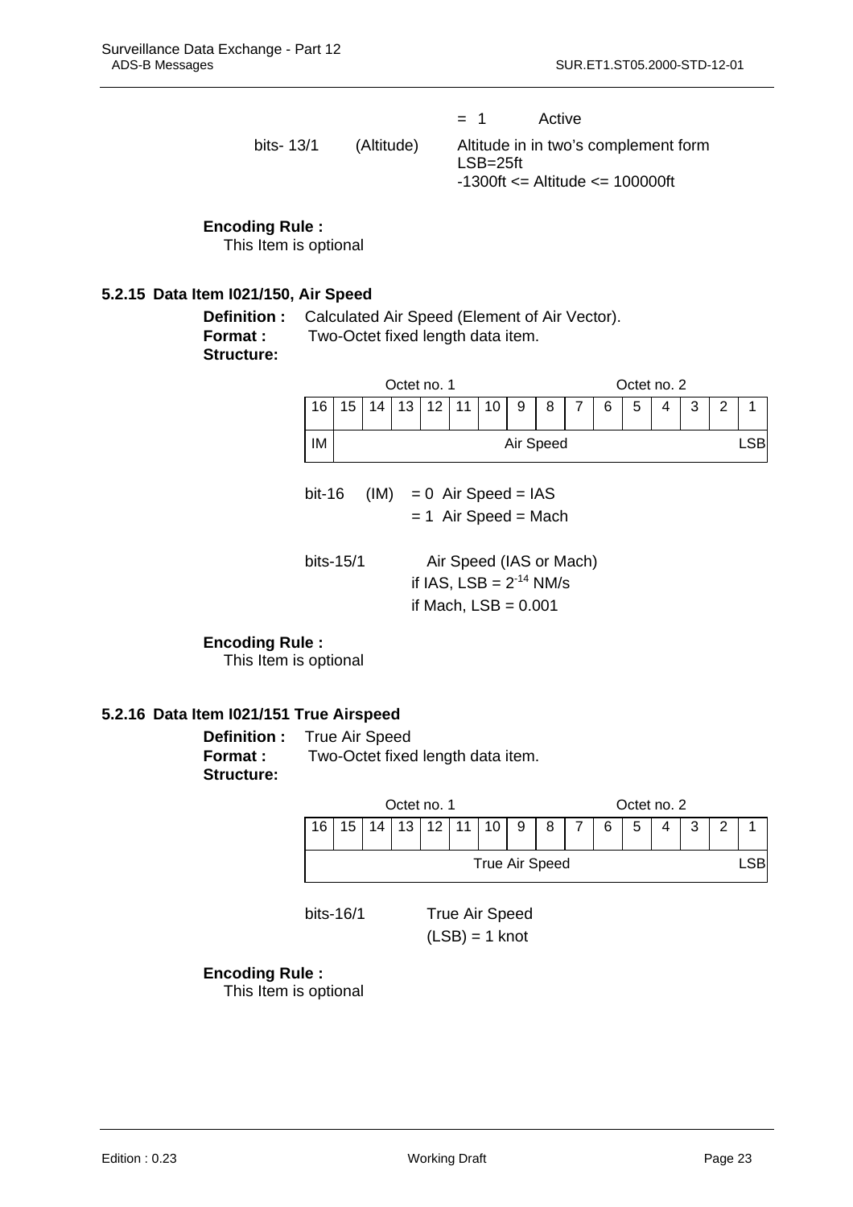= 1 Active

bits- 13/1 (Altitude) Altitude in in two's complement form
LSB=25ft
-1300ft <= Altitude <= 100000ft

**Encoding Rule :**
This Item is optional

### 5.2.15 Data Item I021/150, Air Speed

**Definition :** Calculated Air Speed (Element of Air Vector).
**Format :** Two-Octet fixed length data item.
**Structure:**

| Octet no. 1 | | | | | | | | Octet no. 2 | | | | | | | |
|---|---|---|---|---|---|---|---|---|---|---|---|---|---|---|---|
| 16 | 15 | 14 | 13 | 12 | 11 | 10 | 9 | 8 | 7 | 6 | 5 | 4 | 3 | 2 | 1 |
| IM | Air Speed | | | | | | | | | | | | | | LSB |

bit-16 (IM) = 0 Air Speed = IAS
= 1 Air Speed = Mach

bits-15/1 Air Speed (IAS or Mach)
if IAS, LSB = $2^{-14}$ NM/s
if Mach, LSB = 0.001

**Encoding Rule :**
This Item is optional

### 5.2.16 Data Item I021/151 True Airspeed

**Definition :** True Air Speed
**Format :** Two-Octet fixed length data item.
**Structure:**

| Octet no. 1 | | | | | | | | Octet no. 2 | | | | | | | |
|---|---|---|---|---|---|---|---|---|---|---|---|---|---|---|---|
| 16 | 15 | 14 | 13 | 12 | 11 | 10 | 9 | 8 | 7 | 6 | 5 | 4 | 3 | 2 | 1 |
| True Air Speed | | | | | | | | | | | | | | | LSB |

bits-16/1 True Air Speed
(LSB) = 1 knot

**Encoding Rule :**
This Item is optional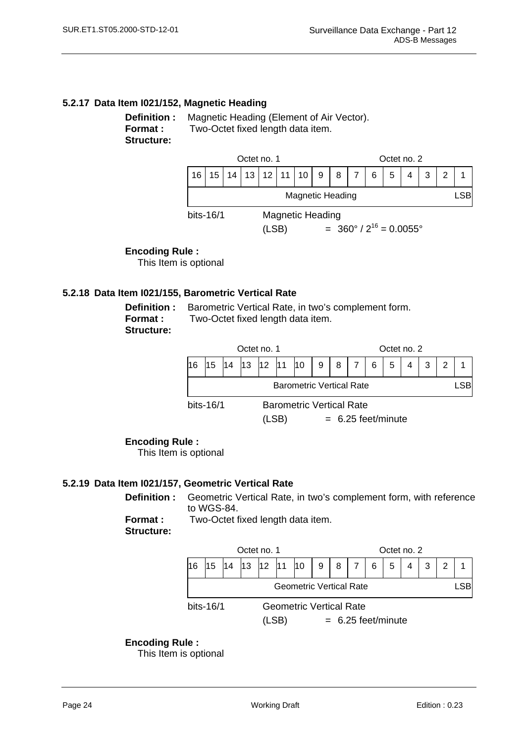### 5.2.17 Data Item I021/152, Magnetic Heading

**Definition :** Magnetic Heading (Element of Air Vector).
**Format :** Two-Octet fixed length data item.
**Structure:**

| Octet no. 1 | | | | | | | | Octet no. 2 | | | | | | | |
|---|---|---|---|---|---|---|---|---|---|---|---|---|---|---|---|
| 16 | 15 | 14 | 13 | 12 | 11 | 10 | 9 | 8 | 7 | 6 | 5 | 4 | 3 | 2 | 1 |
| Magnetic Heading | | | | | | | | | | | | | | | LSB |

bits-16/1 Magnetic Heading
(LSB) = $360° / 2^{16} = 0.0055°$

**Encoding Rule :**
This Item is optional

### 5.2.18 Data Item I021/155, Barometric Vertical Rate

**Definition :** Barometric Vertical Rate, in two's complement form.
**Format :** Two-Octet fixed length data item.
**Structure:**

| Octet no. 1 | | | | | | | | Octet no. 2 | | | | | | | |
|---|---|---|---|---|---|---|---|---|---|---|---|---|---|---|---|
| 16 | 15 | 14 | 13 | 12 | 11 | 10 | 9 | 8 | 7 | 6 | 5 | 4 | 3 | 2 | 1 |
| Barometric Vertical Rate | | | | | | | | | | | | | | | LSB |

bits-16/1 Barometric Vertical Rate
(LSB) = 6.25 feet/minute

**Encoding Rule :**
This Item is optional

### 5.2.19 Data Item I021/157, Geometric Vertical Rate

**Definition :** Geometric Vertical Rate, in two's complement form, with reference to WGS-84.
**Format :** Two-Octet fixed length data item.
**Structure:**

| Octet no. 1 | | | | | | | | Octet no. 2 | | | | | | | |
|---|---|---|---|---|---|---|---|---|---|---|---|---|---|---|---|
| 16 | 15 | 14 | 13 | 12 | 11 | 10 | 9 | 8 | 7 | 6 | 5 | 4 | 3 | 2 | 1 |
| Geometric Vertical Rate | | | | | | | | | | | | | | | LSB |

bits-16/1 Geometric Vertical Rate
(LSB) = 6.25 feet/minute

**Encoding Rule :**
This Item is optional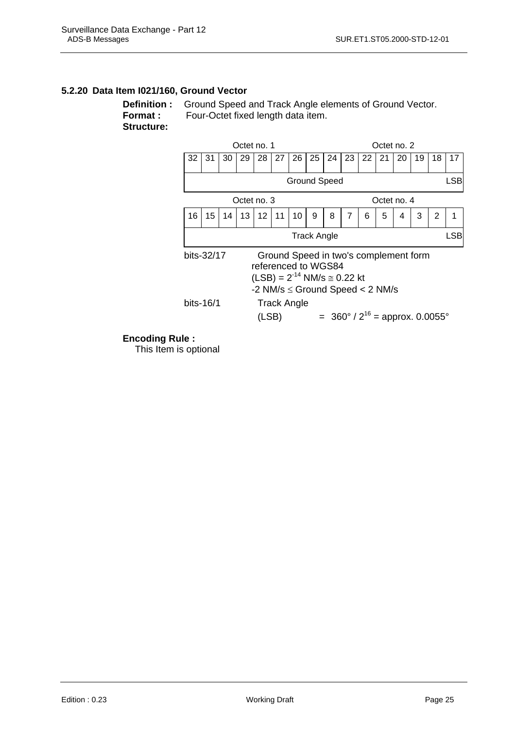### 5.2.20 Data Item I021/160, Ground Vector

**Definition :** Ground Speed and Track Angle elements of Ground Vector.
**Format :** Four-Octet fixed length data item.
**Structure:**

| Octet no. 1 | | | | | | | | Octet no. 2 | | | | | | | |
|---|---|---|---|---|---|---|---|---|---|---|---|---|---|---|---|
| 32 | 31 | 30 | 29 | 28 | 27 | 26 | 25 | 24 | 23 | 22 | 21 | 20 | 19 | 18 | 17 |
| Ground Speed | | | | | | | | | | | | | | | LSB |

| Octet no. 3 | | | | | | | | Octet no. 4 | | | | | | | |
|---|---|---|---|---|---|---|---|---|---|---|---|---|---|---|---|
| 16 | 15 | 14 | 13 | 12 | 11 | 10 | 9 | 8 | 7 | 6 | 5 | 4 | 3 | 2 | 1 |
| Track Angle | | | | | | | | | | | | | | | LSB |

bits-32/17 Ground Speed in two's complement form referenced to WGS84
(LSB) = $2^{-14}$ NM/s ≅ 0.22 kt
-2 NM/s ≤ Ground Speed < 2 NM/s

bits-16/1 Track Angle
(LSB) = 360° / $2^{16}$ = approx. 0.0055°

**Encoding Rule :**
This Item is optional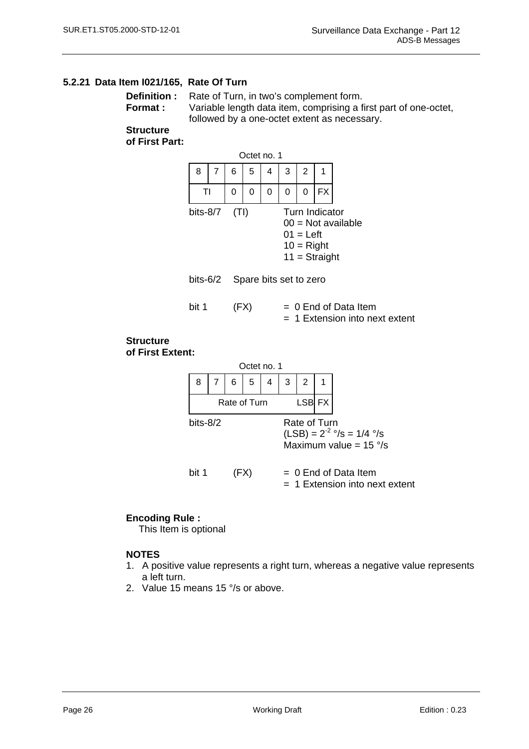### 5.2.21 Data Item I021/165, Rate Of Turn

**Definition :** Rate of Turn, in two's complement form.

**Format :** Variable length data item, comprising a first part of one-octet, followed by a one-octet extent as necessary.

**Structure of First Part:**

Octet no. 1

| 8 | 7 | 6 | 5 | 4 | 3 | 2 | 1 |
|---|---|---|---|---|---|---|---|
| TI | | 0 | 0 | 0 | 0 | 0 | FX |

bits-8/7 (TI) Turn Indicator
- 00 = Not available
- 01 = Left
- 10 = Right
- 11 = Straight

bits-6/2 Spare bits set to zero

bit 1 (FX)
- = 0 End of Data Item
- = 1 Extension into next extent

**Structure of First Extent:**

Octet no. 1

| 8 | 7 | 6 | 5 | 4 | 3 | 2 | 1 |
|---|---|---|---|---|---|---|---|
| Rate of Turn | | | | | | LSB | FX |

bits-8/2 Rate of Turn
(LSB) = $2^{-2}$ °/s = 1/4 °/s
Maximum value = 15 °/s

bit 1 (FX)
- = 0 End of Data Item
- = 1 Extension into next extent

**Encoding Rule :**

This Item is optional

**NOTES**

1. A positive value represents a right turn, whereas a negative value represents a left turn.
2. Value 15 means 15 °/s or above.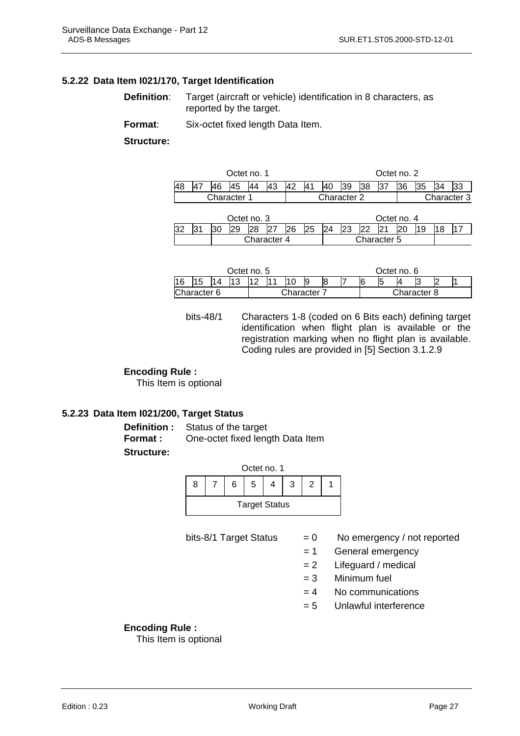### 5.2.22 Data Item I021/170, Target Identification

**Definition**: Target (aircraft or vehicle) identification in 8 characters, as reported by the target.

**Format**: Six-octet fixed length Data Item.

**Structure:**

| Octet no. 1 | | | | | | | | Octet no. 2 | | | | | | | |
|---|---|---|---|---|---|---|---|---|---|---|---|---|---|---|---|
| 48 | 47 | 46 | 45 | 44 | 43 | 42 | 41 | 40 | 39 | 38 | 37 | 36 | 35 | 34 | 33 |
| Character 1 | | | | | | Character 2 | | | | | | Character 3 | | | |

| Octet no. 3 | | | | | | | | Octet no. 4 | | | | | | | |
|---|---|---|---|---|---|---|---|---|---|---|---|---|---|---|---|
| 32 | 31 | 30 | 29 | 28 | 27 | 26 | 25 | 24 | 23 | 22 | 21 | 20 | 19 | 18 | 17 |
| | | Character 4 | | | | | | Character 5 | | | | | | | |

| Octet no. 5 | | | | | | | | Octet no. 6 | | | | | | | |
|---|---|---|---|---|---|---|---|---|---|---|---|---|---|---|---|
| 16 | 15 | 14 | 13 | 12 | 11 | 10 | 9 | 8 | 7 | 6 | 5 | 4 | 3 | 2 | 1 |
| Character 6 | | | | Character 7 | | | | | | Character 8 | | | | | |

bits-48/1 Characters 1-8 (coded on 6 Bits each) defining target identification when flight plan is available or the registration marking when no flight plan is available. Coding rules are provided in [5] Section 3.1.2.9

**Encoding Rule :**

This Item is optional

### 5.2.23 Data Item I021/200, Target Status

**Definition :** Status of the target

**Format :** One-octet fixed length Data Item

**Structure:**

| Octet no. 1 | | | | | | | |
|---|---|---|---|---|---|---|---|
| 8 | 7 | 6 | 5 | 4 | 3 | 2 | 1 |
| Target Status | | | | | | | |

bits-8/1 Target Status
- = 0 No emergency / not reported
- = 1 General emergency
- = 2 Lifeguard / medical
- = 3 Minimum fuel
- = 4 No communications
- = 5 Unlawful interference

**Encoding Rule :**

This Item is optional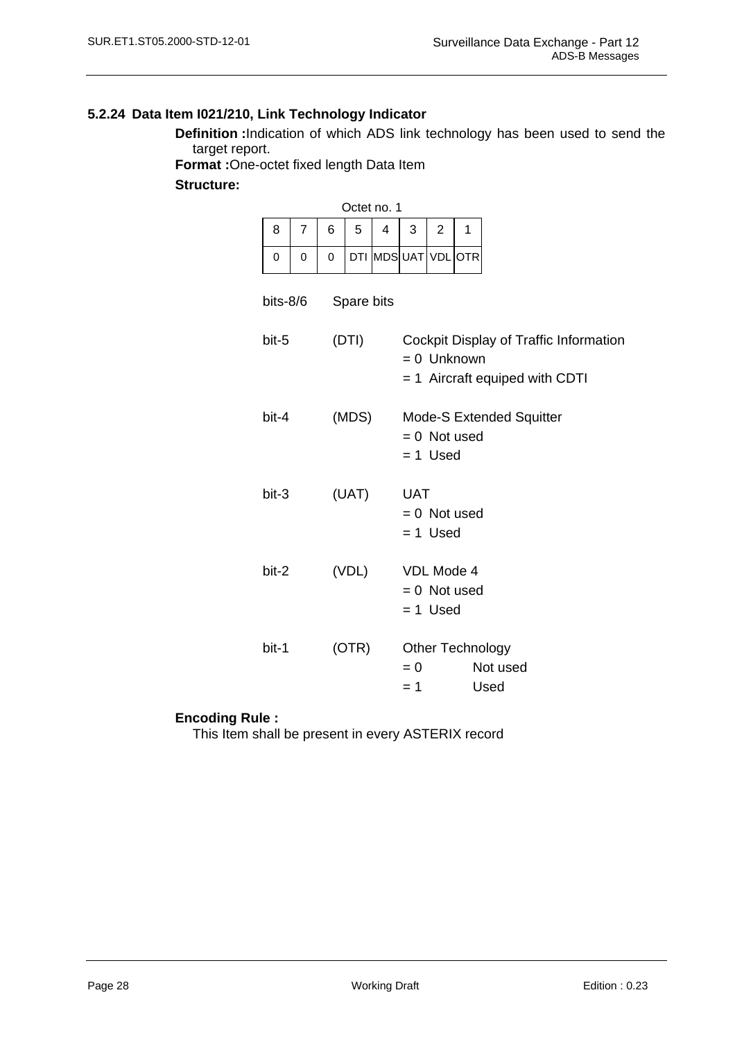### 5.2.24 Data Item I021/210, Link Technology Indicator

**Definition :** Indication of which ADS link technology has been used to send the target report.

**Format :** One-octet fixed length Data Item

**Structure:**

Octet no. 1

| 8 | 7 | 6 | 5 | 4 | 3 | 2 | 1 |
|---|---|---|---|---|---|---|---|
| 0 | 0 | 0 | DTI | MDS | UAT | VDL | OTR |

bits-8/6 Spare bits

bit-5 (DTI) Cockpit Display of Traffic Information
= 0 Unknown
= 1 Aircraft equiped with CDTI

bit-4 (MDS) Mode-S Extended Squitter
= 0 Not used
= 1 Used

bit-3 (UAT) UAT
= 0 Not used
= 1 Used

bit-2 (VDL) VDL Mode 4
= 0 Not used
= 1 Used

bit-1 (OTR) Other Technology
= 0 Not used
= 1 Used

**Encoding Rule :**

This Item shall be present in every ASTERIX record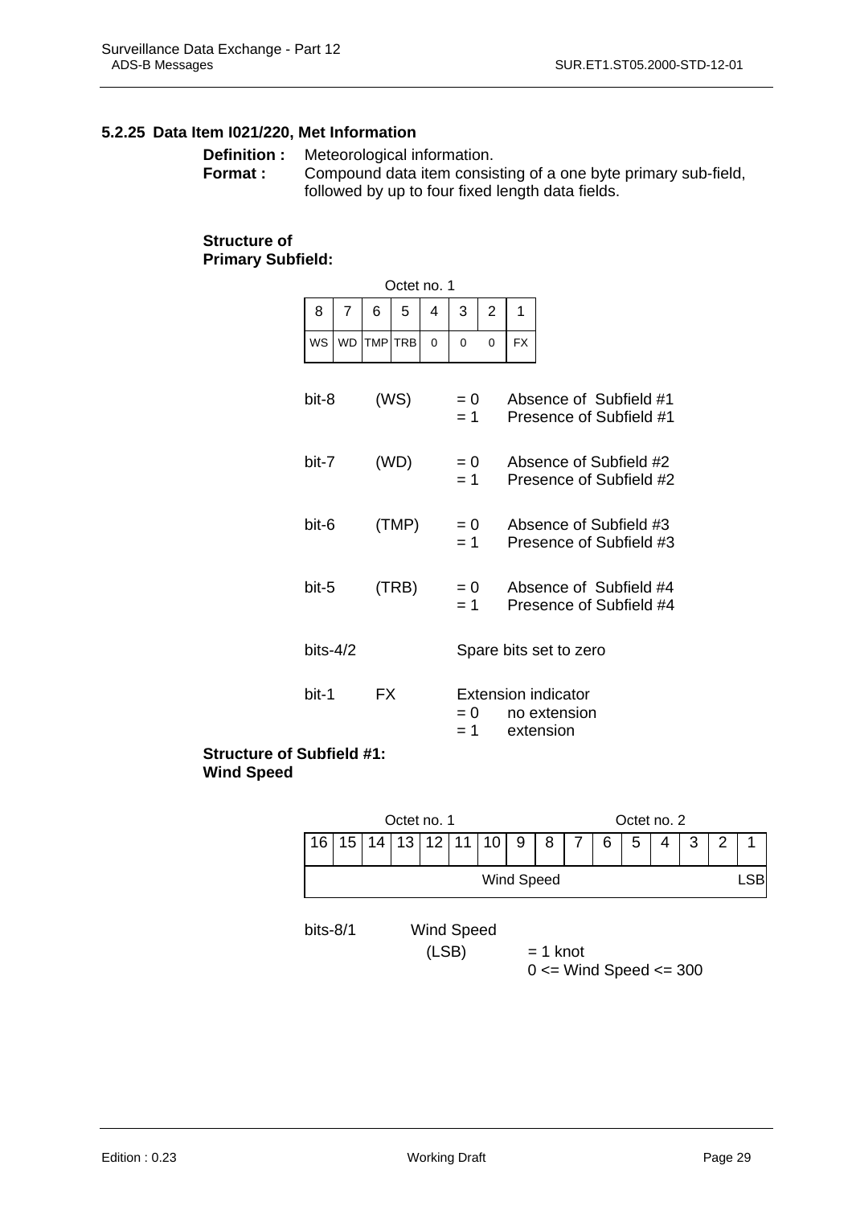### 5.2.25 Data Item I021/220, Met Information

**Definition :** Meteorological information.

**Format :** Compound data item consisting of a one byte primary sub-field, followed by up to four fixed length data fields.

**Structure of Primary Subfield:**

Octet no. 1

| 8 | 7 | 6 | 5 | 4 | 3 | 2 | 1 |
|---|---|---|---|---|---|---|---|
| WS | WD | TMP | TRB | 0 | 0 | 0 | FX |

bit-8 (WS) = 0 Absence of Subfield #1
= 1 Presence of Subfield #1

bit-7 (WD) = 0 Absence of Subfield #2
= 1 Presence of Subfield #2

bit-6 (TMP) = 0 Absence of Subfield #3
= 1 Presence of Subfield #3

bit-5 (TRB) = 0 Absence of Subfield #4
= 1 Presence of Subfield #4

bits-4/2 Spare bits set to zero

bit-1 FX Extension indicator
= 0 no extension
= 1 extension

**Structure of Subfield #1: Wind Speed**

Octet no. 1 / Octet no. 2

| 16 | 15 | 14 | 13 | 12 | 11 | 10 | 9 | 8 | 7 | 6 | 5 | 4 | 3 | 2 | 1 |
|---|---|---|---|---|---|---|---|---|---|---|---|---|---|---|---|
| Wind Speed | | | | | | | | | | | | | | | LSB |

bits-8/1 Wind Speed
(LSB) = 1 knot
0 <= Wind Speed <= 300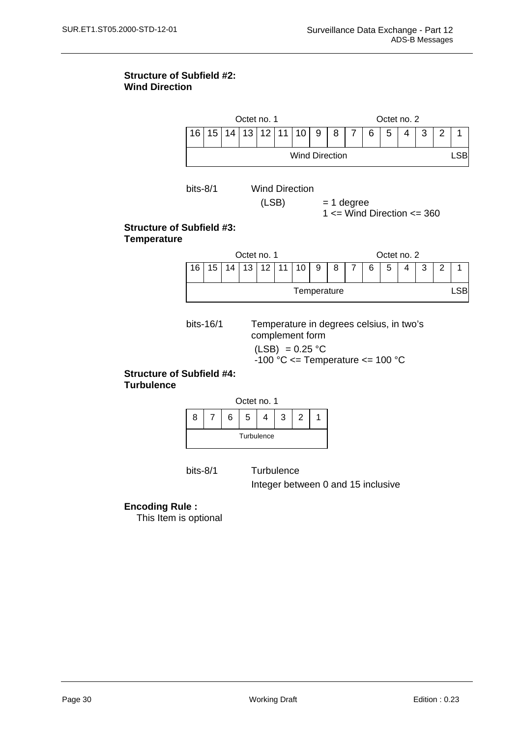**Structure of Subfield #2:**
**Wind Direction**

| Octet no. 1 | | | | | | | | Octet no. 2 | | | | | | | |
|---|---|---|---|---|---|---|---|---|---|---|---|---|---|---|---|
| 16 | 15 | 14 | 13 | 12 | 11 | 10 | 9 | 8 | 7 | 6 | 5 | 4 | 3 | 2 | 1 |
| Wind Direction | | | | | | | | | | | | | | | LSB |

bits-8/1 Wind Direction

(LSB) = 1 degree

1 <= Wind Direction <= 360

**Structure of Subfield #3:**
**Temperature**

| Octet no. 1 | | | | | | | | Octet no. 2 | | | | | | | |
|---|---|---|---|---|---|---|---|---|---|---|---|---|---|---|---|
| 16 | 15 | 14 | 13 | 12 | 11 | 10 | 9 | 8 | 7 | 6 | 5 | 4 | 3 | 2 | 1 |
| Temperature | | | | | | | | | | | | | | | LSB |

bits-16/1 Temperature in degrees celsius, in two's complement form

(LSB) = 0.25 °C

-100 °C <= Temperature <= 100 °C

**Structure of Subfield #4:**
**Turbulence**

| Octet no. 1 | | | | | | | |
|---|---|---|---|---|---|---|---|
| 8 | 7 | 6 | 5 | 4 | 3 | 2 | 1 |
| Turbulence | | | | | | | |

bits-8/1 Turbulence

Integer between 0 and 15 inclusive

**Encoding Rule :**

This Item is optional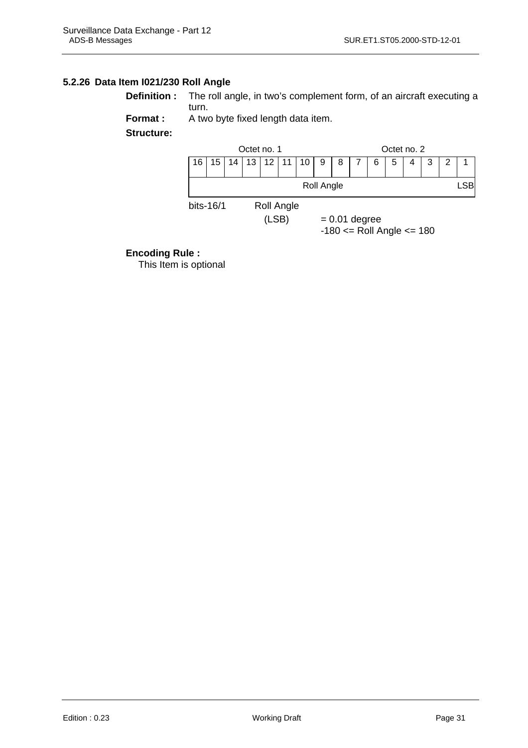### 5.2.26 Data Item I021/230 Roll Angle

**Definition :** The roll angle, in two's complement form, of an aircraft executing a turn.

**Format :** A two byte fixed length data item.

**Structure:**

| Octet no. 1 | | | | | | | | Octet no. 2 | | | | | | | |
|---|---|---|---|---|---|---|---|---|---|---|---|---|---|---|---|
| 16 | 15 | 14 | 13 | 12 | 11 | 10 | 9 | 8 | 7 | 6 | 5 | 4 | 3 | 2 | 1 |
| Roll Angle | | | | | | | | | | | | | | | LSB |

bits-16/1 Roll Angle

(LSB) = 0.01 degree

-180 <= Roll Angle <= 180

**Encoding Rule :**

This Item is optional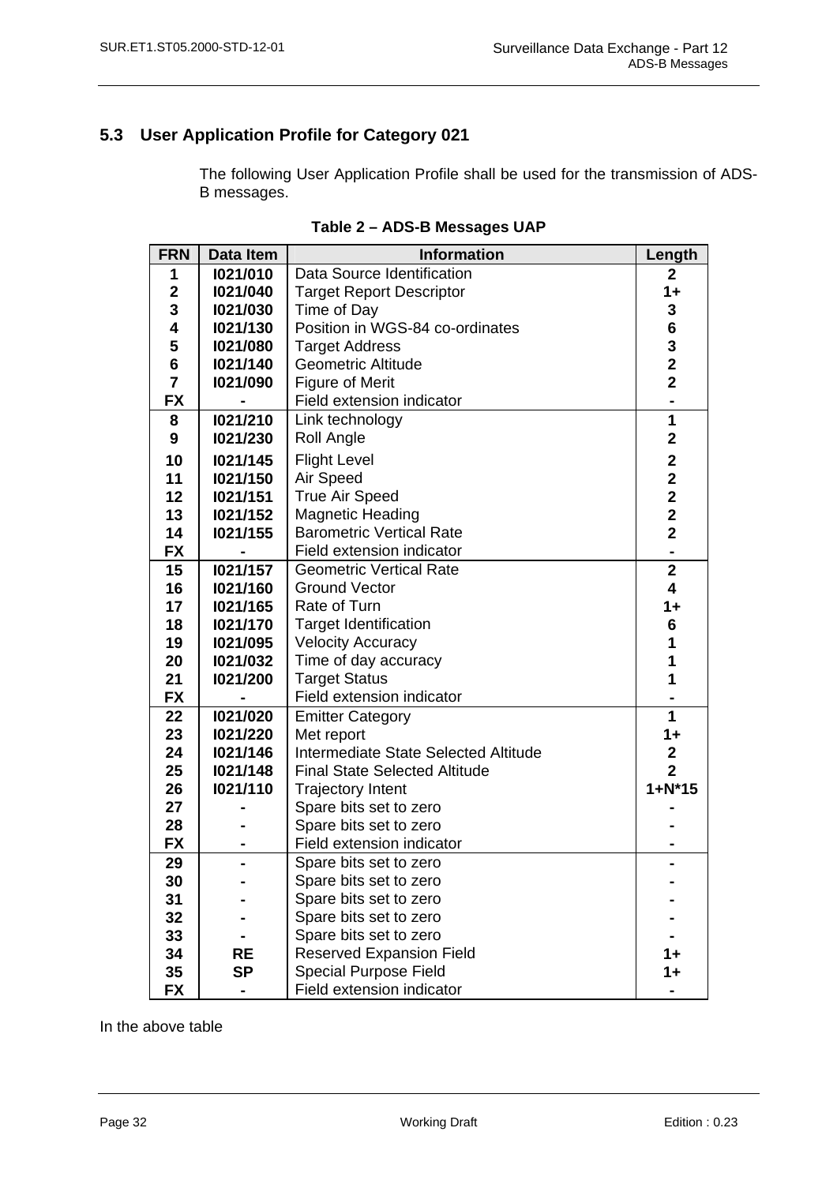## 5.3 User Application Profile for Category 021

The following User Application Profile shall be used for the transmission of ADS-B messages.

**Table 2 – ADS-B Messages UAP**

| FRN | Data Item | Information | Length |
|---|---|---|---|
| 1 | I021/010 | Data Source Identification | 2 |
| 2 | I021/040 | Target Report Descriptor | 1+ |
| 3 | I021/030 | Time of Day | 3 |
| 4 | I021/130 | Position in WGS-84 co-ordinates | 6 |
| 5 | I021/080 | Target Address | 3 |
| 6 | I021/140 | Geometric Altitude | 2 |
| 7 | I021/090 | Figure of Merit | 2 |
| FX | - | Field extension indicator | - |
| 8 | I021/210 | Link technology | 1 |
| 9 | I021/230 | Roll Angle | 2 |
| 10 | I021/145 | Flight Level | 2 |
| 11 | I021/150 | Air Speed | 2 |
| 12 | I021/151 | True Air Speed | 2 |
| 13 | I021/152 | Magnetic Heading | 2 |
| 14 | I021/155 | Barometric Vertical Rate | 2 |
| FX | - | Field extension indicator | - |
| 15 | I021/157 | Geometric Vertical Rate | 2 |
| 16 | I021/160 | Ground Vector | 4 |
| 17 | I021/165 | Rate of Turn | 1+ |
| 18 | I021/170 | Target Identification | 6 |
| 19 | I021/095 | Velocity Accuracy | 1 |
| 20 | I021/032 | Time of day accuracy | 1 |
| 21 | I021/200 | Target Status | 1 |
| FX | - | Field extension indicator | - |
| 22 | I021/020 | Emitter Category | 1 |
| 23 | I021/220 | Met report | 1+ |
| 24 | I021/146 | Intermediate State Selected Altitude | 2 |
| 25 | I021/148 | Final State Selected Altitude | 2 |
| 26 | I021/110 | Trajectory Intent | 1+N*15 |
| 27 | - | Spare bits set to zero | - |
| 28 | - | Spare bits set to zero | - |
| FX | - | Field extension indicator | - |
| 29 | - | Spare bits set to zero | - |
| 30 | - | Spare bits set to zero | - |
| 31 | - | Spare bits set to zero | - |
| 32 | - | Spare bits set to zero | - |
| 33 | - | Spare bits set to zero | - |
| 34 | RE | Reserved Expansion Field | 1+ |
| 35 | SP | Special Purpose Field | 1+ |
| FX | - | Field extension indicator | - |

In the above table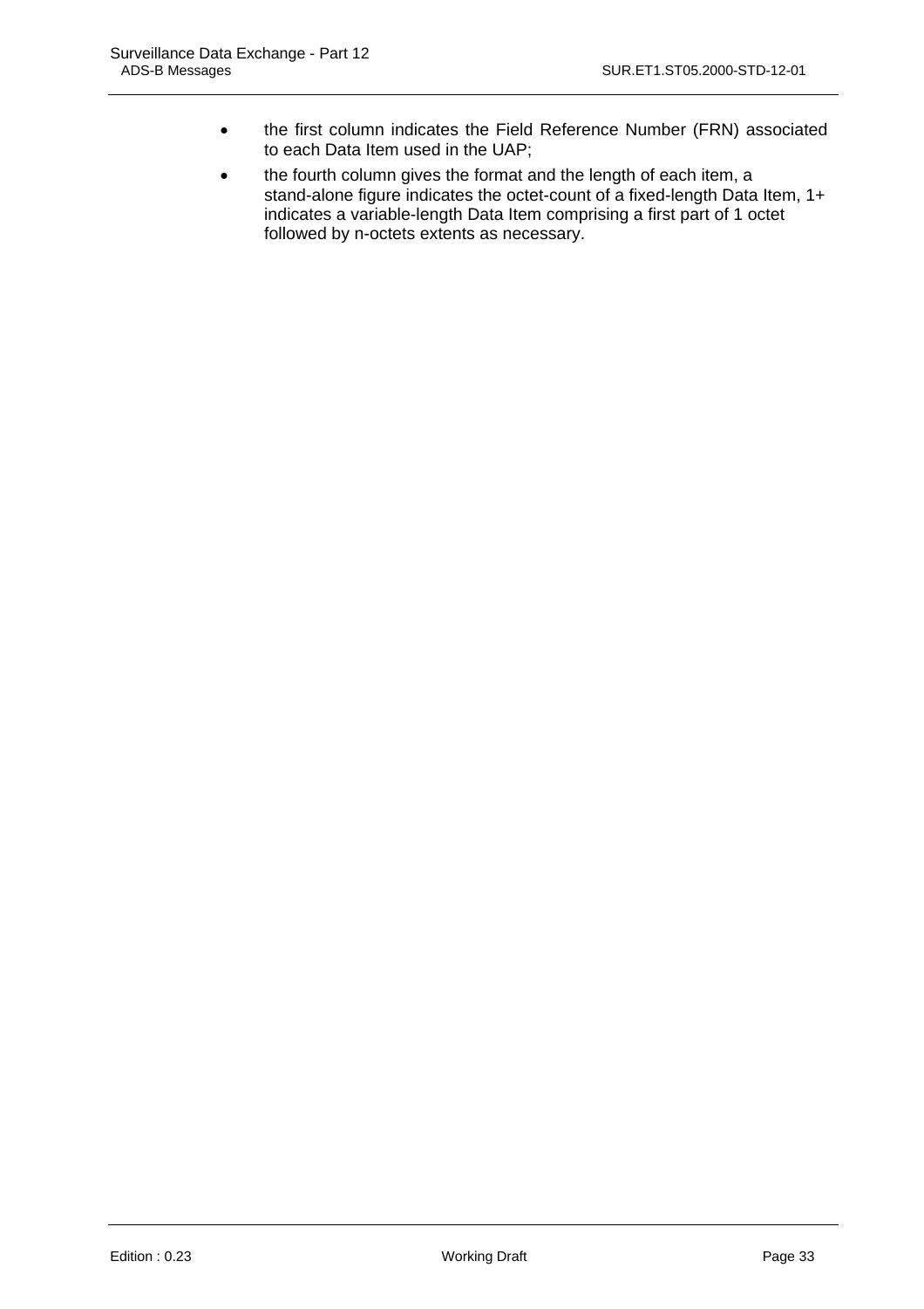- the first column indicates the Field Reference Number (FRN) associated to each Data Item used in the UAP;
- the fourth column gives the format and the length of each item, a stand-alone figure indicates the octet-count of a fixed-length Data Item, 1+ indicates a variable-length Data Item comprising a first part of 1 octet followed by n-octets extents as necessary.